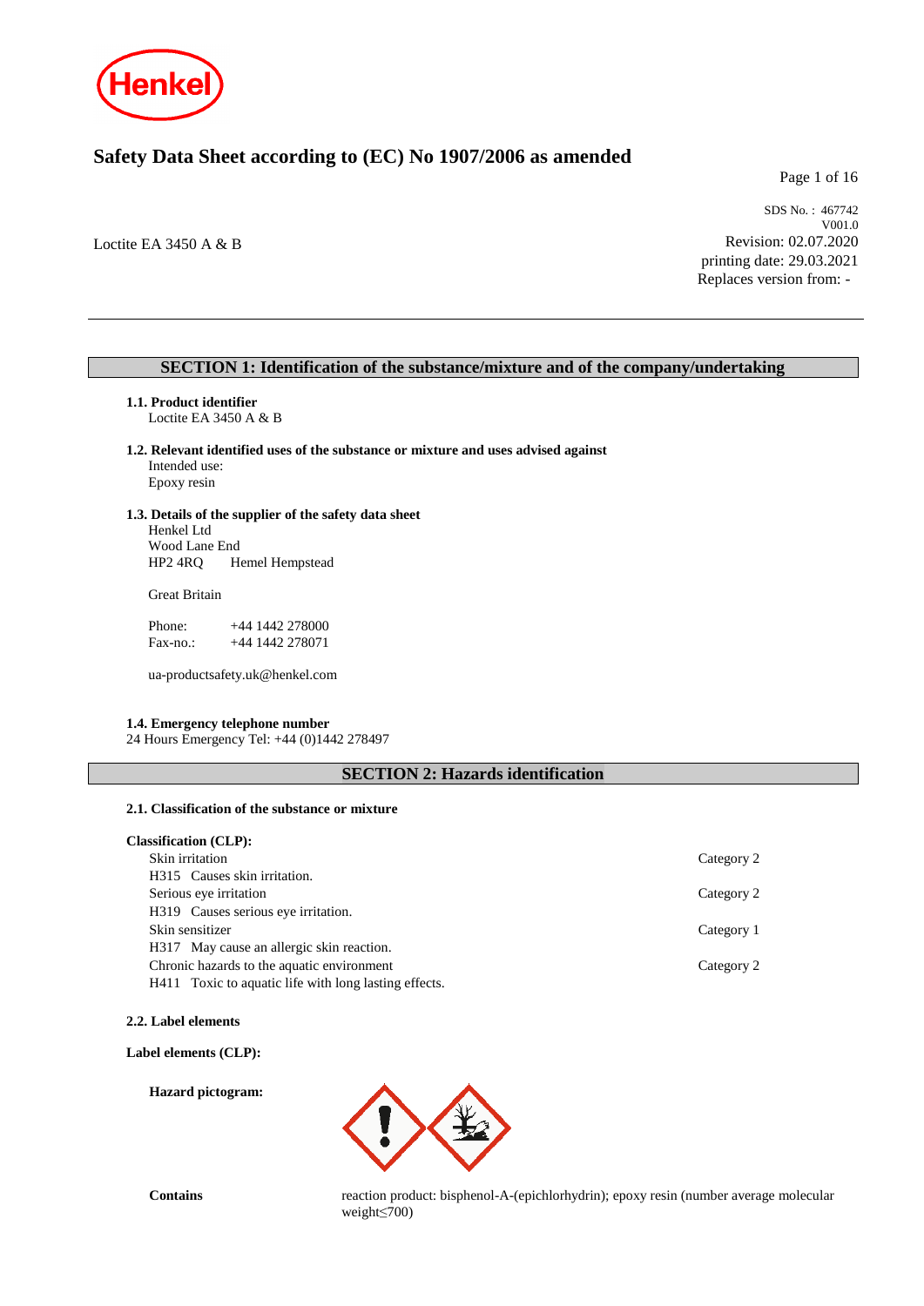# Safety Data Sheet according to (EC) No 1907/2006 as amended

SDS No. : 467742
V001.0
Revision: 02.07.2020
printing date: 29.03.2021
Replaces version from: -

Loctite EA 3450 A & B

## SECTION 1: Identification of the substance/mixture and of the company/undertaking

**1.1. Product identifier**
Loctite EA 3450 A & B

**1.2. Relevant identified uses of the substance or mixture and uses advised against**
Intended use:
Epoxy resin

**1.3. Details of the supplier of the safety data sheet**
Henkel Ltd
Wood Lane End
HP2 4RQ Hemel Hempstead

Great Britain

Phone: +44 1442 278000
Fax-no.: +44 1442 278071

ua-productsafety.uk@henkel.com

**1.4. Emergency telephone number**
24 Hours Emergency Tel: +44 (0)1442 278497

## SECTION 2: Hazards identification

**2.1. Classification of the substance or mixture**

**Classification (CLP):**

| | |
|---|---|
| Skin irritation<br>H315 Causes skin irritation. | Category 2 |
| Serious eye irritation<br>H319 Causes serious eye irritation. | Category 2 |
| Skin sensitizer<br>H317 May cause an allergic skin reaction. | Category 1 |
| Chronic hazards to the aquatic environment<br>H411 Toxic to aquatic life with long lasting effects. | Category 2 |

**2.2. Label elements**

**Label elements (CLP):**

**Hazard pictogram:**

**Contains** reaction product: bisphenol-A-(epichlorhydrin); epoxy resin (number average molecular weight≤700)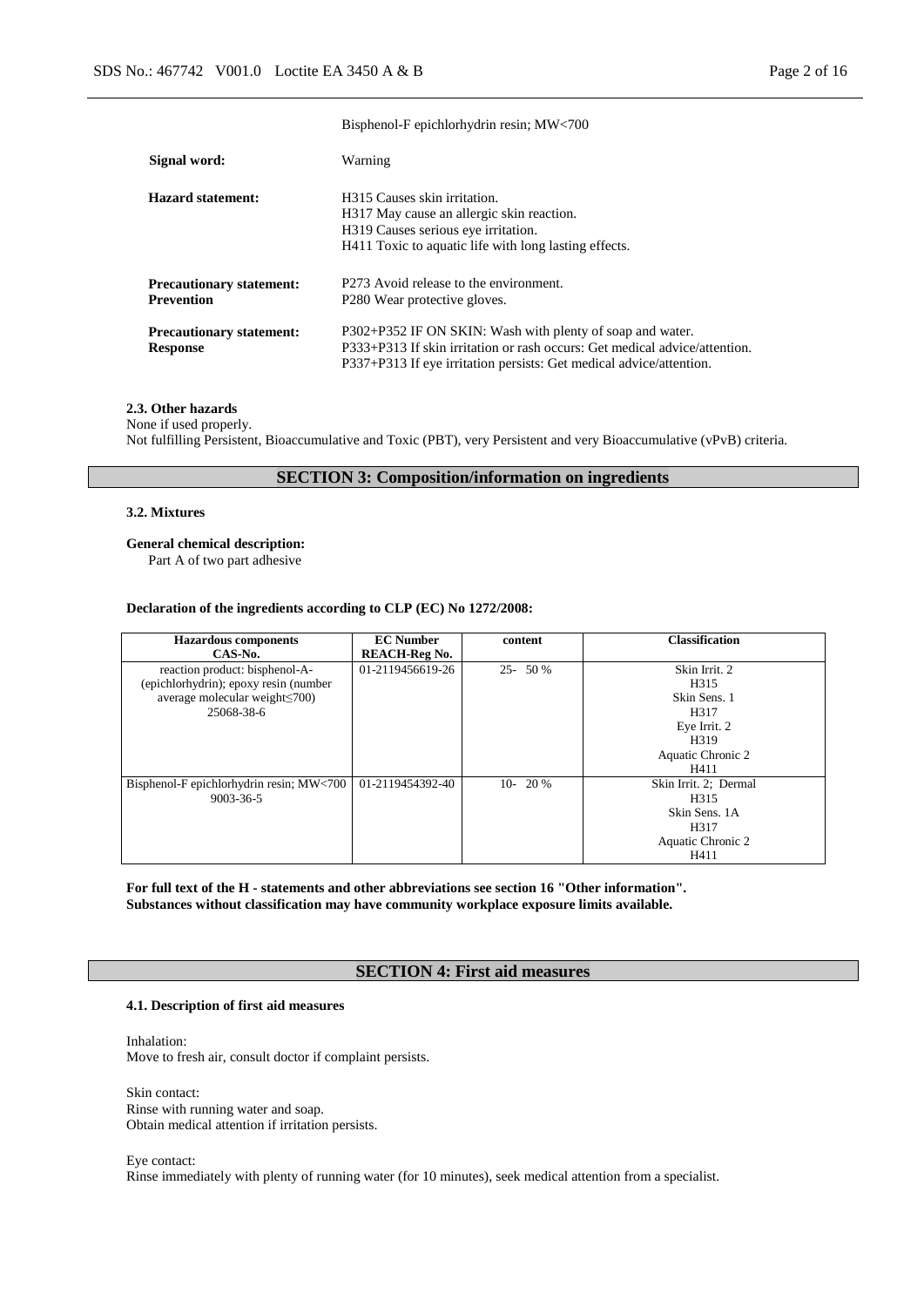Bisphenol-F epichlorhydrin resin; MW<700

| | |
|---|---|
| **Signal word:** | Warning |
| **Hazard statement:** | H315 Causes skin irritation.<br>H317 May cause an allergic skin reaction.<br>H319 Causes serious eye irritation.<br>H411 Toxic to aquatic life with long lasting effects. |
| **Precautionary statement: Prevention** | P273 Avoid release to the environment.<br>P280 Wear protective gloves. |
| **Precautionary statement: Response** | P302+P352 IF ON SKIN: Wash with plenty of soap and water.<br>P333+P313 If skin irritation or rash occurs: Get medical advice/attention.<br>P337+P313 If eye irritation persists: Get medical advice/attention. |

#### 2.3. Other hazards

None if used properly.
Not fulfilling Persistent, Bioaccumulative and Toxic (PBT), very Persistent and very Bioaccumulative (vPvB) criteria.

## SECTION 3: Composition/information on ingredients

#### 3.2. Mixtures

**General chemical description:**
Part A of two part adhesive

**Declaration of the ingredients according to CLP (EC) No 1272/2008:**

| Hazardous components<br>CAS-No. | EC Number<br>REACH-Reg No. | content | Classification |
|---|---|---|---|
| reaction product: bisphenol-A-(epichlorhydrin); epoxy resin (number average molecular weight≤700)<br>25068-38-6 | 01-2119456619-26 | 25- 50 % | Skin Irrit. 2<br>H315<br>Skin Sens. 1<br>H317<br>Eye Irrit. 2<br>H319<br>Aquatic Chronic 2<br>H411 |
| Bisphenol-F epichlorhydrin resin; MW<700<br>9003-36-5 | 01-2119454392-40 | 10- 20 % | Skin Irrit. 2; Dermal<br>H315<br>Skin Sens. 1A<br>H317<br>Aquatic Chronic 2<br>H411 |

**For full text of the H - statements and other abbreviations see section 16 "Other information".**
**Substances without classification may have community workplace exposure limits available.**

## SECTION 4: First aid measures

#### 4.1. Description of first aid measures

Inhalation:
Move to fresh air, consult doctor if complaint persists.

Skin contact:
Rinse with running water and soap.
Obtain medical attention if irritation persists.

Eye contact:
Rinse immediately with plenty of running water (for 10 minutes), seek medical attention from a specialist.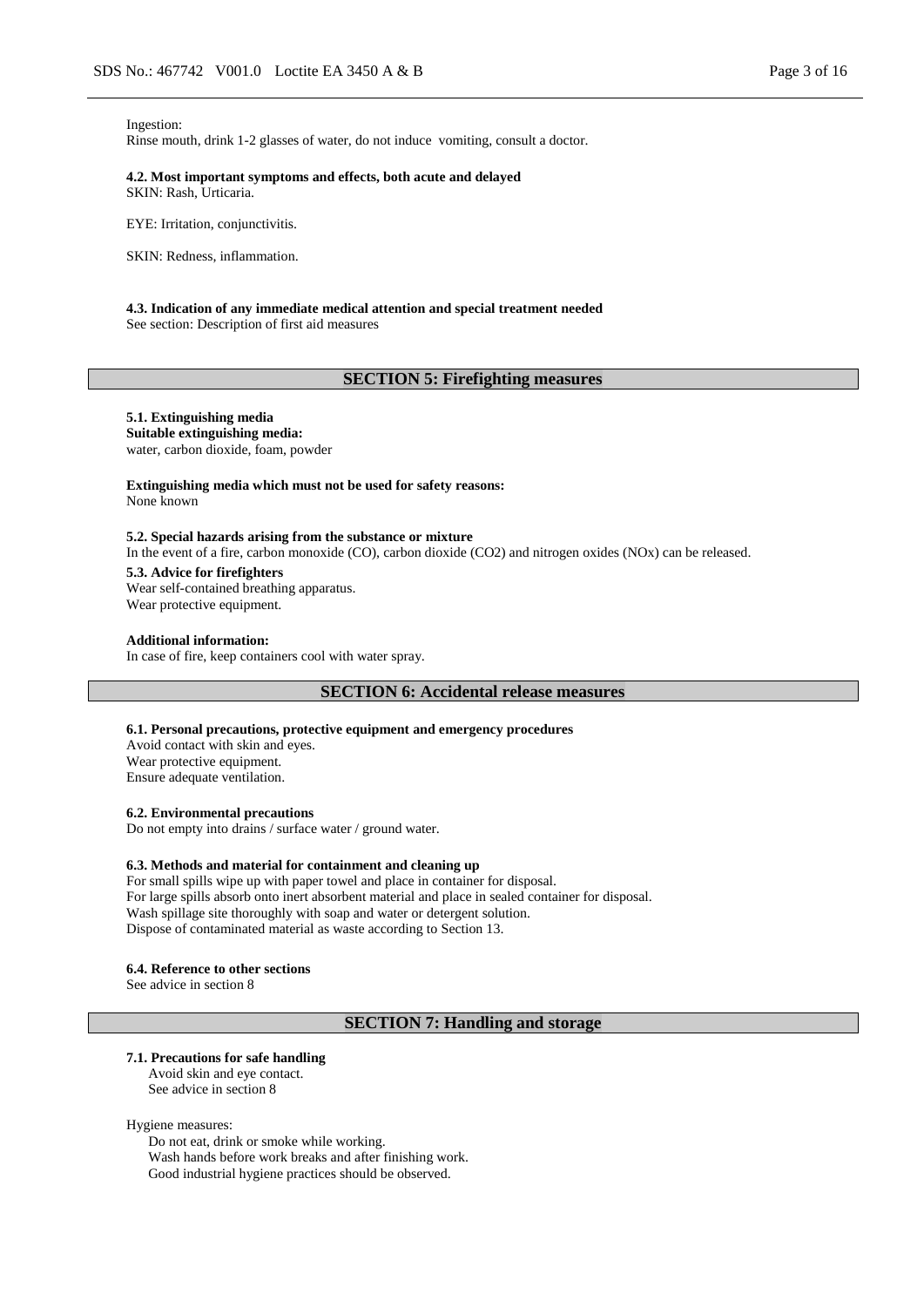Ingestion:
Rinse mouth, drink 1-2 glasses of water, do not induce vomiting, consult a doctor.

**4.2. Most important symptoms and effects, both acute and delayed**
SKIN: Rash, Urticaria.

EYE: Irritation, conjunctivitis.

SKIN: Redness, inflammation.

**4.3. Indication of any immediate medical attention and special treatment needed**
See section: Description of first aid measures

## SECTION 5: Firefighting measures

**5.1. Extinguishing media**
**Suitable extinguishing media:**
water, carbon dioxide, foam, powder

**Extinguishing media which must not be used for safety reasons:**
None known

**5.2. Special hazards arising from the substance or mixture**
In the event of a fire, carbon monoxide (CO), carbon dioxide ($CO_2$) and nitrogen oxides ($NO_x$) can be released.

**5.3. Advice for firefighters**
Wear self-contained breathing apparatus.
Wear protective equipment.

**Additional information:**
In case of fire, keep containers cool with water spray.

## SECTION 6: Accidental release measures

**6.1. Personal precautions, protective equipment and emergency procedures**
Avoid contact with skin and eyes.
Wear protective equipment.
Ensure adequate ventilation.

**6.2. Environmental precautions**
Do not empty into drains / surface water / ground water.

**6.3. Methods and material for containment and cleaning up**
For small spills wipe up with paper towel and place in container for disposal.
For large spills absorb onto inert absorbent material and place in sealed container for disposal.
Wash spillage site thoroughly with soap and water or detergent solution.
Dispose of contaminated material as waste according to Section 13.

**6.4. Reference to other sections**
See advice in section 8

## SECTION 7: Handling and storage

**7.1. Precautions for safe handling**
Avoid skin and eye contact.
See advice in section 8

Hygiene measures:
Do not eat, drink or smoke while working.
Wash hands before work breaks and after finishing work.
Good industrial hygiene practices should be observed.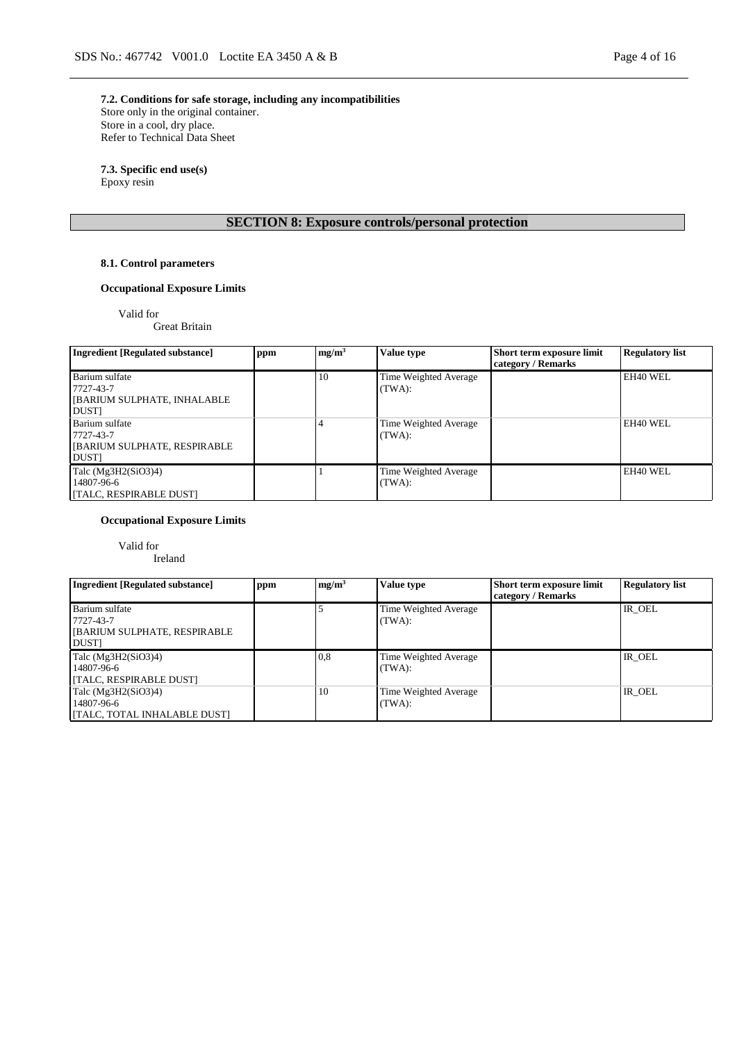**7.2. Conditions for safe storage, including any incompatibilities**
Store only in the original container.
Store in a cool, dry place.
Refer to Technical Data Sheet

**7.3. Specific end use(s)**
Epoxy resin

## SECTION 8: Exposure controls/personal protection

**8.1. Control parameters**

**Occupational Exposure Limits**

Valid for
Great Britain

| Ingredient [Regulated substance] | ppm | $mg/m^3$ | Value type | Short term exposure limit category / Remarks | Regulatory list |
|---|---|---|---|---|---|
| Barium sulfate<br>7727-43-7<br>[BARIUM SULPHATE, INHALABLE DUST] | | 10 | Time Weighted Average (TWA): | | EH40 WEL |
| Barium sulfate<br>7727-43-7<br>[BARIUM SULPHATE, RESPIRABLE DUST] | | 4 | Time Weighted Average (TWA): | | EH40 WEL |
| Talc (Mg3H2(SiO3)4)<br>14807-96-6<br>[TALC, RESPIRABLE DUST] | | 1 | Time Weighted Average (TWA): | | EH40 WEL |

**Occupational Exposure Limits**

Valid for
Ireland

| Ingredient [Regulated substance] | ppm | $mg/m^3$ | Value type | Short term exposure limit category / Remarks | Regulatory list |
|---|---|---|---|---|---|
| Barium sulfate<br>7727-43-7<br>[BARIUM SULPHATE, RESPIRABLE DUST] | | 5 | Time Weighted Average (TWA): | | IR_OEL |
| Talc (Mg3H2(SiO3)4)<br>14807-96-6<br>[TALC, RESPIRABLE DUST] | | 0,8 | Time Weighted Average (TWA): | | IR_OEL |
| Talc (Mg3H2(SiO3)4)<br>14807-96-6<br>[TALC, TOTAL INHALABLE DUST] | | 10 | Time Weighted Average (TWA): | | IR_OEL |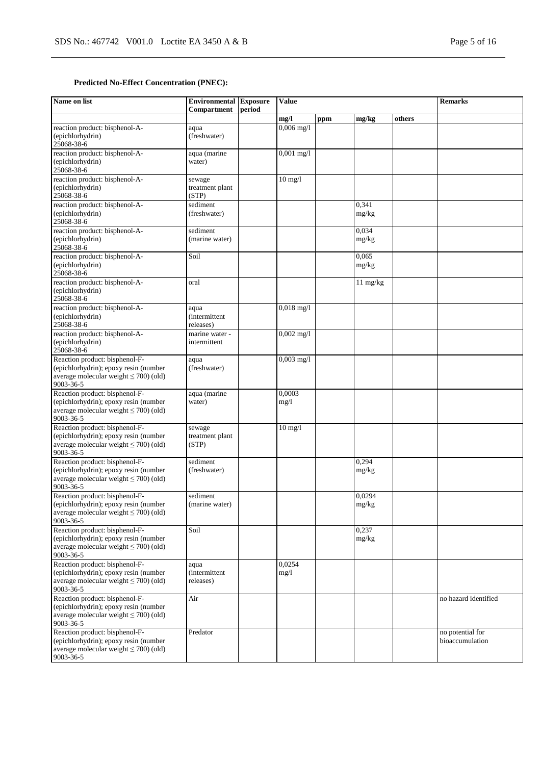**Predicted No-Effect Concentration (PNEC):**

| Name on list | Environmental Compartment | Exposure period | Value | | | | Remarks |
|---|---|---|---|---|---|---|---|
| | | | mg/l | ppm | mg/kg | others | |
| reaction product: bisphenol-A-(epichlorhydrin) 25068-38-6 | aqua (freshwater) | | 0,006 mg/l | | | | |
| reaction product: bisphenol-A-(epichlorhydrin) 25068-38-6 | aqua (marine water) | | 0,001 mg/l | | | | |
| reaction product: bisphenol-A-(epichlorhydrin) 25068-38-6 | sewage treatment plant (STP) | | 10 mg/l | | | | |
| reaction product: bisphenol-A-(epichlorhydrin) 25068-38-6 | sediment (freshwater) | | | | 0,341 mg/kg | | |
| reaction product: bisphenol-A-(epichlorhydrin) 25068-38-6 | sediment (marine water) | | | | 0,034 mg/kg | | |
| reaction product: bisphenol-A-(epichlorhydrin) 25068-38-6 | Soil | | | | 0,065 mg/kg | | |
| reaction product: bisphenol-A-(epichlorhydrin) 25068-38-6 | oral | | | | 11 mg/kg | | |
| reaction product: bisphenol-A-(epichlorhydrin) 25068-38-6 | aqua (intermittent releases) | | 0,018 mg/l | | | | |
| reaction product: bisphenol-A-(epichlorhydrin) 25068-38-6 | marine water - intermittent | | 0,002 mg/l | | | | |
| Reaction product: bisphenol-F-(epichlorhydrin); epoxy resin (number average molecular weight ≤ 700) (old) 9003-36-5 | aqua (freshwater) | | 0,003 mg/l | | | | |
| Reaction product: bisphenol-F-(epichlorhydrin); epoxy resin (number average molecular weight ≤ 700) (old) 9003-36-5 | aqua (marine water) | | 0,0003 mg/l | | | | |
| Reaction product: bisphenol-F-(epichlorhydrin); epoxy resin (number average molecular weight ≤ 700) (old) 9003-36-5 | sewage treatment plant (STP) | | 10 mg/l | | | | |
| Reaction product: bisphenol-F-(epichlorhydrin); epoxy resin (number average molecular weight ≤ 700) (old) 9003-36-5 | sediment (freshwater) | | | | 0,294 mg/kg | | |
| Reaction product: bisphenol-F-(epichlorhydrin); epoxy resin (number average molecular weight ≤ 700) (old) 9003-36-5 | sediment (marine water) | | | | 0,0294 mg/kg | | |
| Reaction product: bisphenol-F-(epichlorhydrin); epoxy resin (number average molecular weight ≤ 700) (old) 9003-36-5 | Soil | | | | 0,237 mg/kg | | |
| Reaction product: bisphenol-F-(epichlorhydrin); epoxy resin (number average molecular weight ≤ 700) (old) 9003-36-5 | aqua (intermittent releases) | | 0,0254 mg/l | | | | |
| Reaction product: bisphenol-F-(epichlorhydrin); epoxy resin (number average molecular weight ≤ 700) (old) 9003-36-5 | Air | | | | | | no hazard identified |
| Reaction product: bisphenol-F-(epichlorhydrin); epoxy resin (number average molecular weight ≤ 700) (old) 9003-36-5 | Predator | | | | | | no potential for bioaccumulation |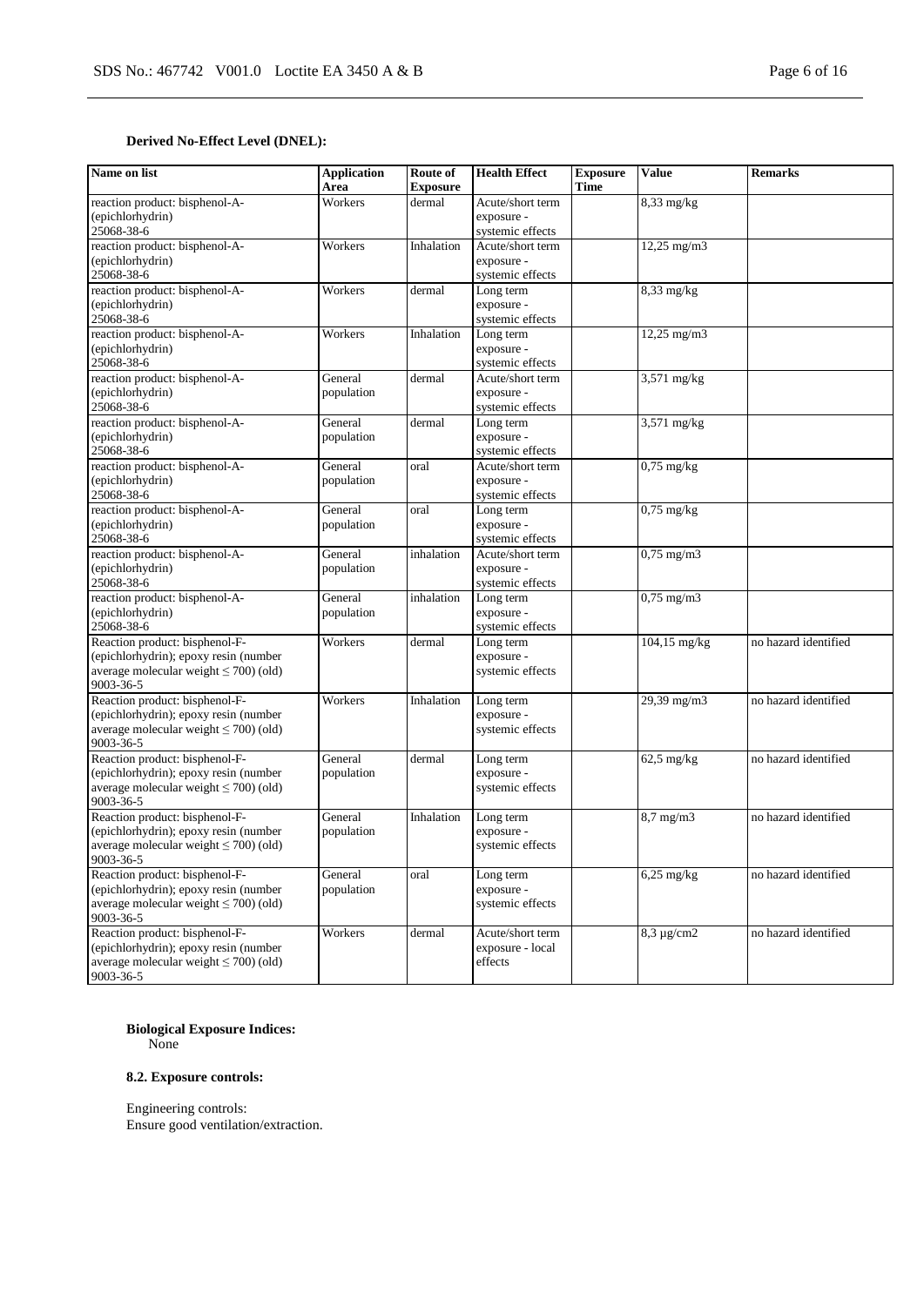**Derived No-Effect Level (DNEL):**

| Name on list | Application Area | Route of Exposure | Health Effect | Exposure Time | Value | Remarks |
|---|---|---|---|---|---|---|
| reaction product: bisphenol-A-(epichlorhydrin) 25068-38-6 | Workers | dermal | Acute/short term exposure - systemic effects | | 8,33 mg/kg | |
| reaction product: bisphenol-A-(epichlorhydrin) 25068-38-6 | Workers | Inhalation | Acute/short term exposure - systemic effects | | 12,25 mg/m3 | |
| reaction product: bisphenol-A-(epichlorhydrin) 25068-38-6 | Workers | dermal | Long term exposure - systemic effects | | 8,33 mg/kg | |
| reaction product: bisphenol-A-(epichlorhydrin) 25068-38-6 | Workers | Inhalation | Long term exposure - systemic effects | | 12,25 mg/m3 | |
| reaction product: bisphenol-A-(epichlorhydrin) 25068-38-6 | General population | dermal | Acute/short term exposure - systemic effects | | 3,571 mg/kg | |
| reaction product: bisphenol-A-(epichlorhydrin) 25068-38-6 | General population | dermal | Long term exposure - systemic effects | | 3,571 mg/kg | |
| reaction product: bisphenol-A-(epichlorhydrin) 25068-38-6 | General population | oral | Acute/short term exposure - systemic effects | | 0,75 mg/kg | |
| reaction product: bisphenol-A-(epichlorhydrin) 25068-38-6 | General population | oral | Long term exposure - systemic effects | | 0,75 mg/kg | |
| reaction product: bisphenol-A-(epichlorhydrin) 25068-38-6 | General population | inhalation | Acute/short term exposure - systemic effects | | 0,75 mg/m3 | |
| reaction product: bisphenol-A-(epichlorhydrin) 25068-38-6 | General population | inhalation | Long term exposure - systemic effects | | 0,75 mg/m3 | |
| Reaction product: bisphenol-F-(epichlorhydrin); epoxy resin (number average molecular weight ≤ 700) (old) 9003-36-5 | Workers | dermal | Long term exposure - systemic effects | | 104,15 mg/kg | no hazard identified |
| Reaction product: bisphenol-F-(epichlorhydrin); epoxy resin (number average molecular weight ≤ 700) (old) 9003-36-5 | Workers | Inhalation | Long term exposure - systemic effects | | 29,39 mg/m3 | no hazard identified |
| Reaction product: bisphenol-F-(epichlorhydrin); epoxy resin (number average molecular weight ≤ 700) (old) 9003-36-5 | General population | dermal | Long term exposure - systemic effects | | 62,5 mg/kg | no hazard identified |
| Reaction product: bisphenol-F-(epichlorhydrin); epoxy resin (number average molecular weight ≤ 700) (old) 9003-36-5 | General population | Inhalation | Long term exposure - systemic effects | | 8,7 mg/m3 | no hazard identified |
| Reaction product: bisphenol-F-(epichlorhydrin); epoxy resin (number average molecular weight ≤ 700) (old) 9003-36-5 | General population | oral | Long term exposure - systemic effects | | 6,25 mg/kg | no hazard identified |
| Reaction product: bisphenol-F-(epichlorhydrin); epoxy resin (number average molecular weight ≤ 700) (old) 9003-36-5 | Workers | dermal | Acute/short term exposure - local effects | | 8,3 µg/cm2 | no hazard identified |

**Biological Exposure Indices:**
None

**8.2. Exposure controls:**

Engineering controls:
Ensure good ventilation/extraction.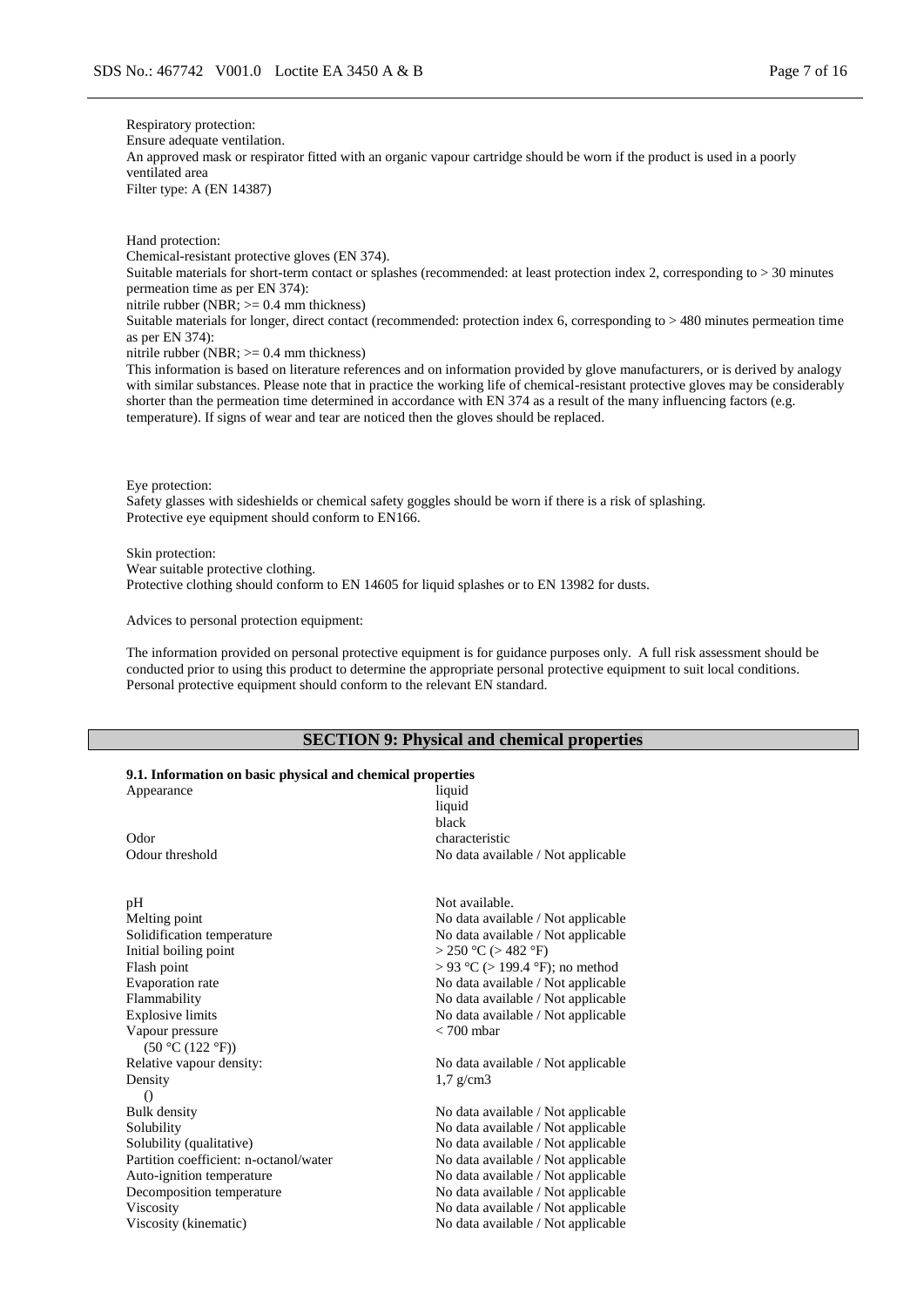Respiratory protection:
Ensure adequate ventilation.
An approved mask or respirator fitted with an organic vapour cartridge should be worn if the product is used in a poorly ventilated area
Filter type: A (EN 14387)

Hand protection:
Chemical-resistant protective gloves (EN 374).
Suitable materials for short-term contact or splashes (recommended: at least protection index 2, corresponding to > 30 minutes permeation time as per EN 374):
nitrile rubber (NBR; >= 0.4 mm thickness)
Suitable materials for longer, direct contact (recommended: protection index 6, corresponding to > 480 minutes permeation time as per EN 374):
nitrile rubber (NBR; >= 0.4 mm thickness)
This information is based on literature references and on information provided by glove manufacturers, or is derived by analogy with similar substances. Please note that in practice the working life of chemical-resistant protective gloves may be considerably shorter than the permeation time determined in accordance with EN 374 as a result of the many influencing factors (e.g. temperature). If signs of wear and tear are noticed then the gloves should be replaced.

Eye protection:
Safety glasses with sideshields or chemical safety goggles should be worn if there is a risk of splashing.
Protective eye equipment should conform to EN166.

Skin protection:
Wear suitable protective clothing.
Protective clothing should conform to EN 14605 for liquid splashes or to EN 13982 for dusts.

Advices to personal protection equipment:

The information provided on personal protective equipment is for guidance purposes only. A full risk assessment should be conducted prior to using this product to determine the appropriate personal protective equipment to suit local conditions. Personal protective equipment should conform to the relevant EN standard.

## SECTION 9: Physical and chemical properties

**9.1. Information on basic physical and chemical properties**

| | |
|---|---|
| Appearance | liquid<br>liquid<br>black |
| Odor | characteristic |
| Odour threshold | No data available / Not applicable |
| pH | Not available. |
| Melting point | No data available / Not applicable |
| Solidification temperature | No data available / Not applicable |
| Initial boiling point | > 250 °C (> 482 °F) |
| Flash point | > 93 °C (> 199.4 °F); no method |
| Evaporation rate | No data available / Not applicable |
| Flammability | No data available / Not applicable |
| Explosive limits | No data available / Not applicable |
| Vapour pressure<br>(50 °C (122 °F)) | < 700 mbar |
| Relative vapour density: | No data available / Not applicable |
| Density<br>() | 1,7 g/cm3 |
| Bulk density | No data available / Not applicable |
| Solubility | No data available / Not applicable |
| Solubility (qualitative) | No data available / Not applicable |
| Partition coefficient: n-octanol/water | No data available / Not applicable |
| Auto-ignition temperature | No data available / Not applicable |
| Decomposition temperature | No data available / Not applicable |
| Viscosity | No data available / Not applicable |
| Viscosity (kinematic) | No data available / Not applicable |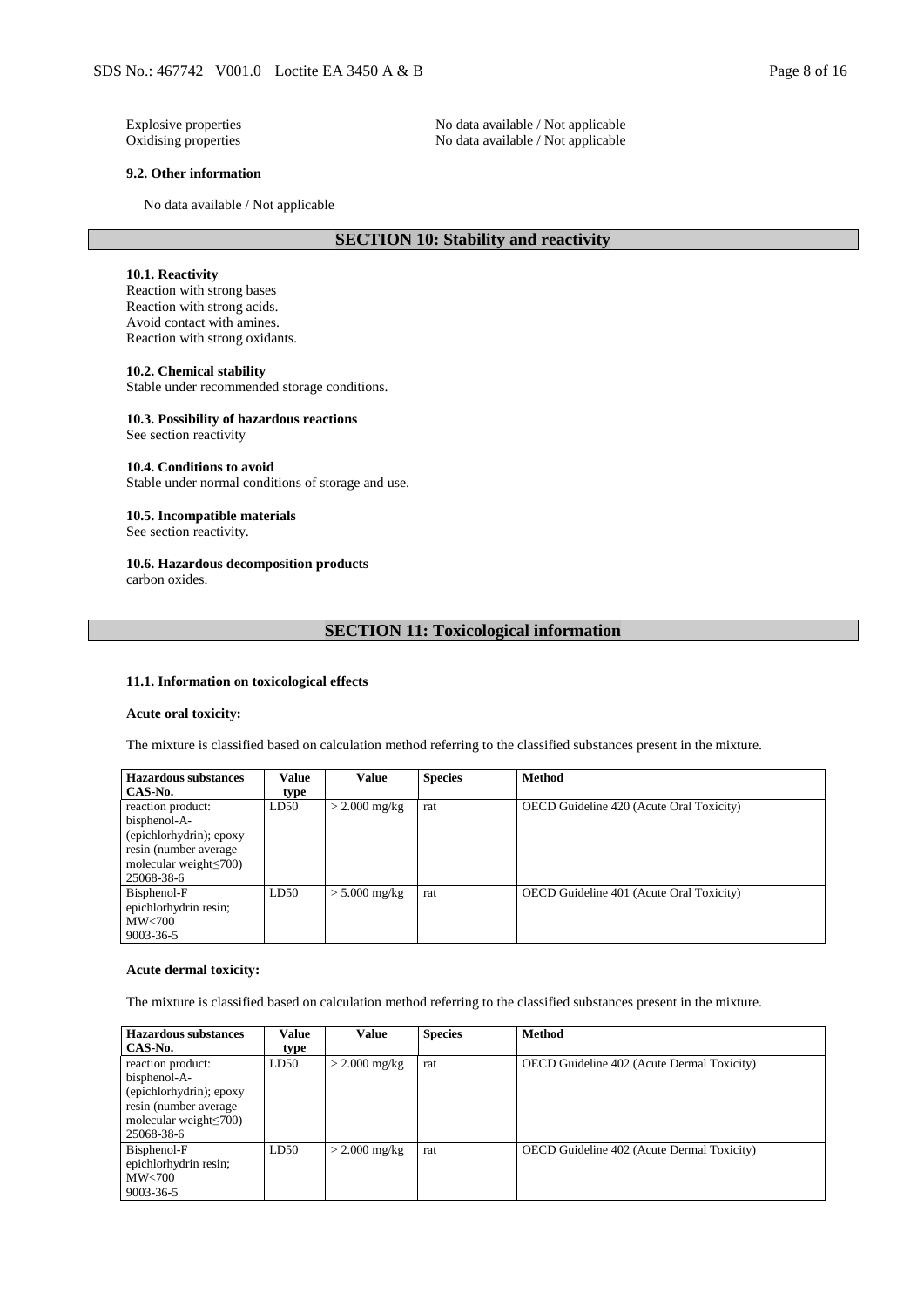| | |
|---|---|
| Explosive properties | No data available / Not applicable |
| Oxidising properties | No data available / Not applicable |

**9.2. Other information**

No data available / Not applicable

## SECTION 10: Stability and reactivity

**10.1. Reactivity**
Reaction with strong bases
Reaction with strong acids.
Avoid contact with amines.
Reaction with strong oxidants.

**10.2. Chemical stability**
Stable under recommended storage conditions.

**10.3. Possibility of hazardous reactions**
See section reactivity

**10.4. Conditions to avoid**
Stable under normal conditions of storage and use.

**10.5. Incompatible materials**
See section reactivity.

**10.6. Hazardous decomposition products**
carbon oxides.

## SECTION 11: Toxicological information

**11.1. Information on toxicological effects**

**Acute oral toxicity:**

The mixture is classified based on calculation method referring to the classified substances present in the mixture.

| Hazardous substances CAS-No. | Value type | Value | Species | Method |
|---|---|---|---|---|
| reaction product: bisphenol-A-(epichlorhydrin); epoxy resin (number average molecular weight≤700) 25068-38-6 | LD50 | > 2.000 mg/kg | rat | OECD Guideline 420 (Acute Oral Toxicity) |
| Bisphenol-F epichlorhydrin resin; MW<700 9003-36-5 | LD50 | > 5.000 mg/kg | rat | OECD Guideline 401 (Acute Oral Toxicity) |

**Acute dermal toxicity:**

The mixture is classified based on calculation method referring to the classified substances present in the mixture.

| Hazardous substances CAS-No. | Value type | Value | Species | Method |
|---|---|---|---|---|
| reaction product: bisphenol-A-(epichlorhydrin); epoxy resin (number average molecular weight≤700) 25068-38-6 | LD50 | > 2.000 mg/kg | rat | OECD Guideline 402 (Acute Dermal Toxicity) |
| Bisphenol-F epichlorhydrin resin; MW<700 9003-36-5 | LD50 | > 2.000 mg/kg | rat | OECD Guideline 402 (Acute Dermal Toxicity) |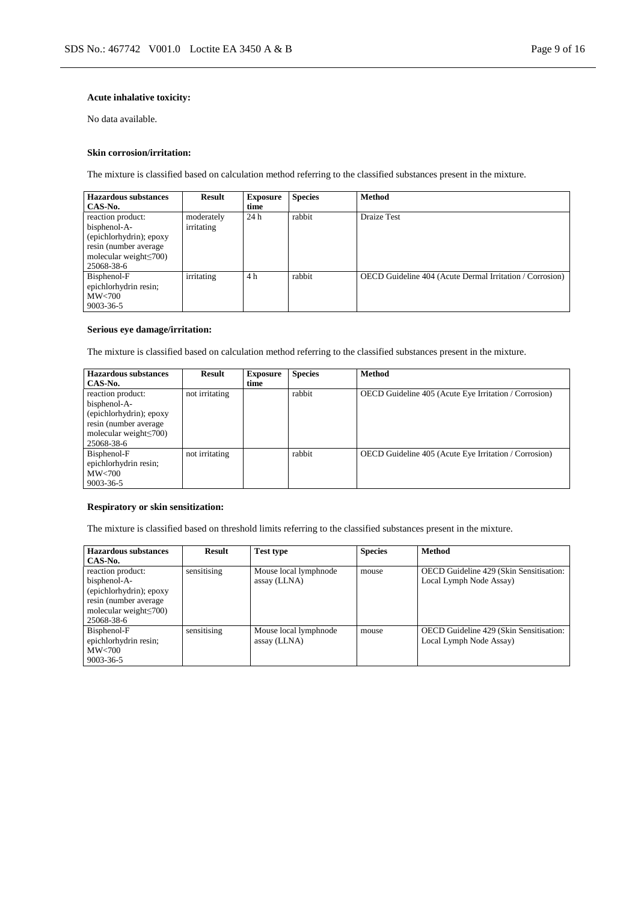**Acute inhalative toxicity:**

No data available.

**Skin corrosion/irritation:**

The mixture is classified based on calculation method referring to the classified substances present in the mixture.

| Hazardous substances CAS-No. | Result | Exposure time | Species | Method |
|---|---|---|---|---|
| reaction product: bisphenol-A-(epichlorhydrin); epoxy resin (number average molecular weight≤700) 25068-38-6 | moderately irritating | 24 h | rabbit | Draize Test |
| Bisphenol-F epichlorhydrin resin; MW<700 9003-36-5 | irritating | 4 h | rabbit | OECD Guideline 404 (Acute Dermal Irritation / Corrosion) |

**Serious eye damage/irritation:**

The mixture is classified based on calculation method referring to the classified substances present in the mixture.

| Hazardous substances CAS-No. | Result | Exposure time | Species | Method |
|---|---|---|---|---|
| reaction product: bisphenol-A-(epichlorhydrin); epoxy resin (number average molecular weight≤700) 25068-38-6 | not irritating | | rabbit | OECD Guideline 405 (Acute Eye Irritation / Corrosion) |
| Bisphenol-F epichlorhydrin resin; MW<700 9003-36-5 | not irritating | | rabbit | OECD Guideline 405 (Acute Eye Irritation / Corrosion) |

**Respiratory or skin sensitization:**

The mixture is classified based on threshold limits referring to the classified substances present in the mixture.

| Hazardous substances CAS-No. | Result | Test type | Species | Method |
|---|---|---|---|---|
| reaction product: bisphenol-A-(epichlorhydrin); epoxy resin (number average molecular weight≤700) 25068-38-6 | sensitising | Mouse local lymphnode assay (LLNA) | mouse | OECD Guideline 429 (Skin Sensitisation: Local Lymph Node Assay) |
| Bisphenol-F epichlorhydrin resin; MW<700 9003-36-5 | sensitising | Mouse local lymphnode assay (LLNA) | mouse | OECD Guideline 429 (Skin Sensitisation: Local Lymph Node Assay) |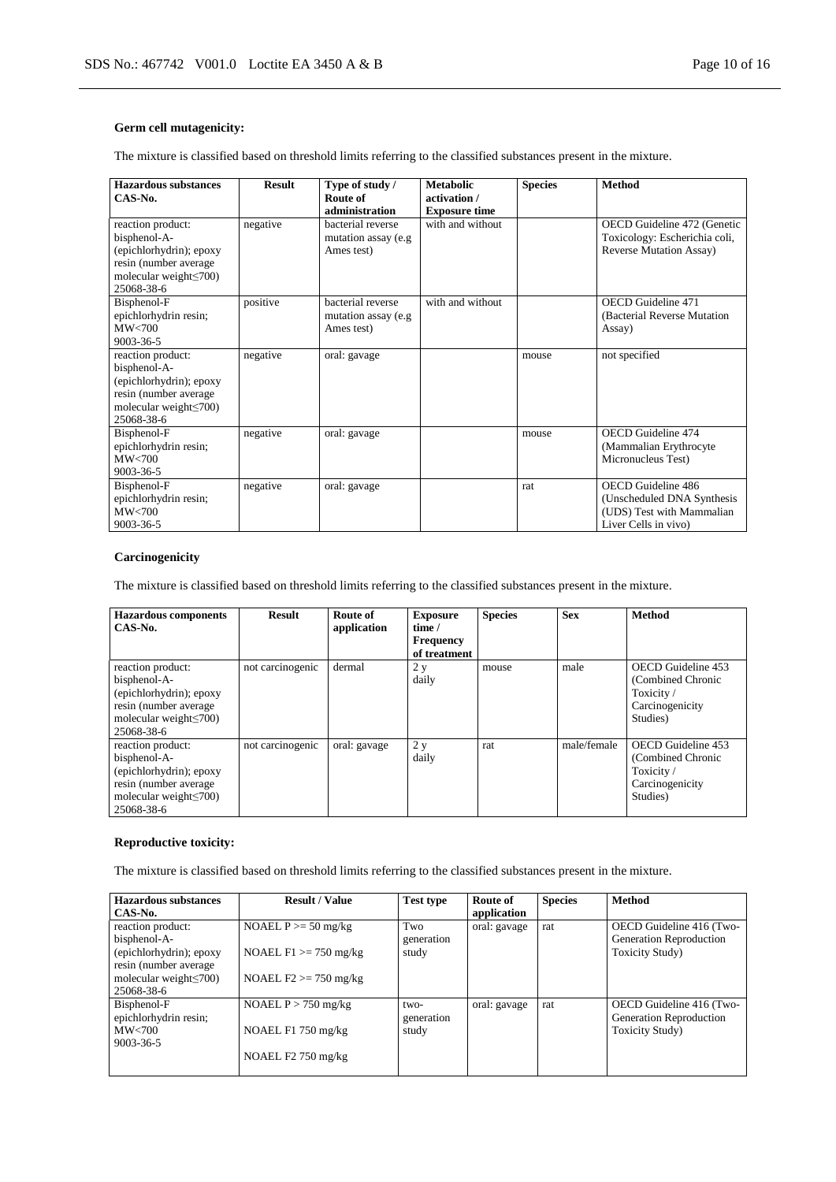### Germ cell mutagenicity:

The mixture is classified based on threshold limits referring to the classified substances present in the mixture.

| Hazardous substances CAS-No. | Result | Type of study / Route of administration | Metabolic activation / Exposure time | Species | Method |
|---|---|---|---|---|---|
| reaction product: bisphenol-A-(epichlorhydrin); epoxy resin (number average molecular weight≤700) 25068-38-6 | negative | bacterial reverse mutation assay (e.g Ames test) | with and without | | OECD Guideline 472 (Genetic Toxicology: Escherichia coli, Reverse Mutation Assay) |
| Bisphenol-F epichlorhydrin resin; MW<700 9003-36-5 | positive | bacterial reverse mutation assay (e.g Ames test) | with and without | | OECD Guideline 471 (Bacterial Reverse Mutation Assay) |
| reaction product: bisphenol-A-(epichlorhydrin); epoxy resin (number average molecular weight≤700) 25068-38-6 | negative | oral: gavage | | mouse | not specified |
| Bisphenol-F epichlorhydrin resin; MW<700 9003-36-5 | negative | oral: gavage | | mouse | OECD Guideline 474 (Mammalian Erythrocyte Micronucleus Test) |
| Bisphenol-F epichlorhydrin resin; MW<700 9003-36-5 | negative | oral: gavage | | rat | OECD Guideline 486 (Unscheduled DNA Synthesis (UDS) Test with Mammalian Liver Cells in vivo) |

### Carcinogenicity

The mixture is classified based on threshold limits referring to the classified substances present in the mixture.

| Hazardous components CAS-No. | Result | Route of application | Exposure time / Frequency of treatment | Species | Sex | Method |
|---|---|---|---|---|---|---|
| reaction product: bisphenol-A-(epichlorhydrin); epoxy resin (number average molecular weight≤700) 25068-38-6 | not carcinogenic | dermal | 2 y daily | mouse | male | OECD Guideline 453 (Combined Chronic Toxicity / Carcinogenicity Studies) |
| reaction product: bisphenol-A-(epichlorhydrin); epoxy resin (number average molecular weight≤700) 25068-38-6 | not carcinogenic | oral: gavage | 2 y daily | rat | male/female | OECD Guideline 453 (Combined Chronic Toxicity / Carcinogenicity Studies) |

### Reproductive toxicity:

The mixture is classified based on threshold limits referring to the classified substances present in the mixture.

| Hazardous substances CAS-No. | Result / Value | Test type | Route of application | Species | Method |
|---|---|---|---|---|---|
| reaction product: bisphenol-A-(epichlorhydrin); epoxy resin (number average molecular weight≤700) 25068-38-6 | NOAEL P >= 50 mg/kg<br>NOAEL F1 >= 750 mg/kg<br>NOAEL F2 >= 750 mg/kg | Two generation study | oral: gavage | rat | OECD Guideline 416 (Two-Generation Reproduction Toxicity Study) |
| Bisphenol-F epichlorhydrin resin; MW<700 9003-36-5 | NOAEL P > 750 mg/kg<br>NOAEL F1 750 mg/kg<br>NOAEL F2 750 mg/kg | two-generation study | oral: gavage | rat | OECD Guideline 416 (Two-Generation Reproduction Toxicity Study) |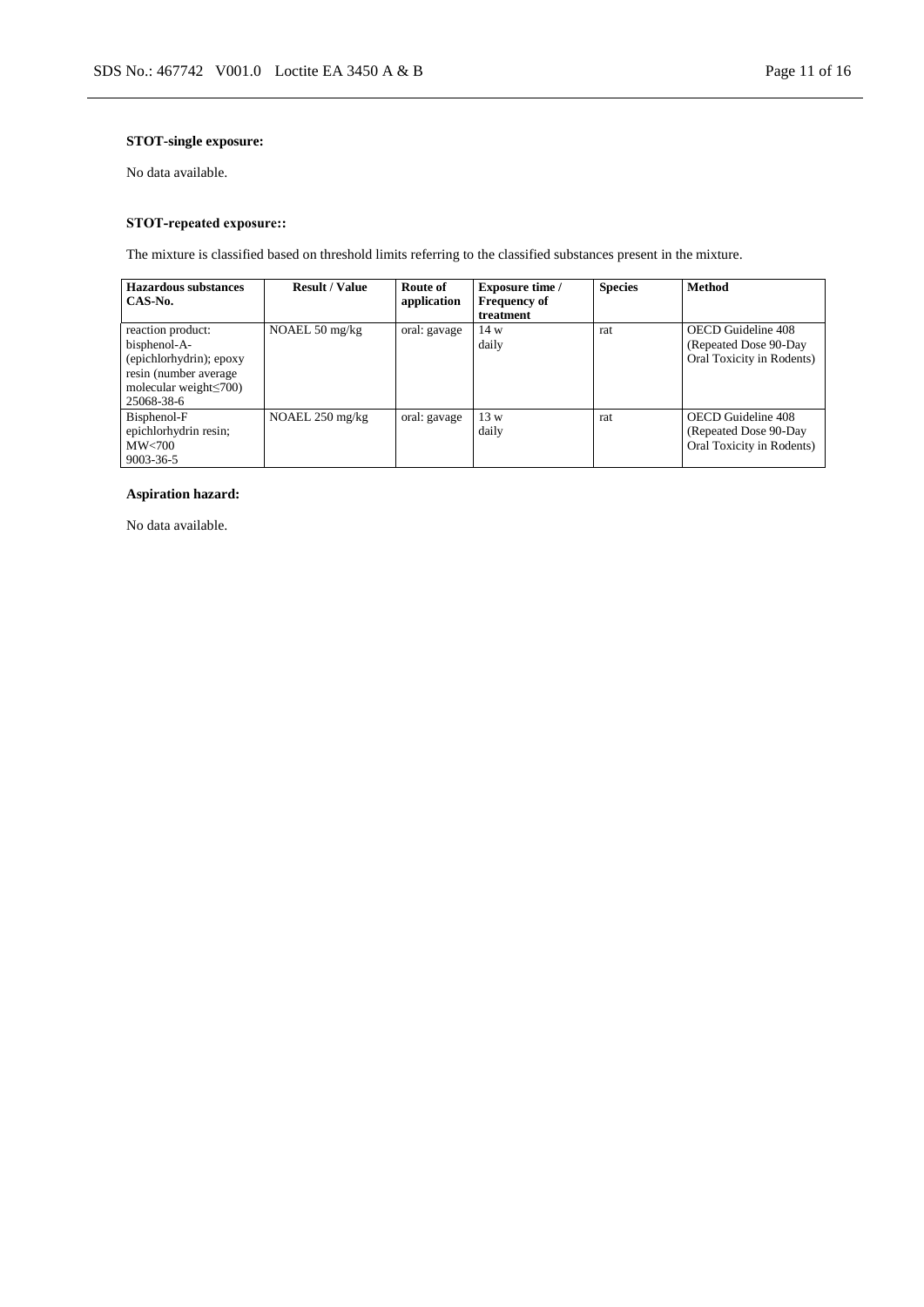**STOT-single exposure:**

No data available.

**STOT-repeated exposure::**

The mixture is classified based on threshold limits referring to the classified substances present in the mixture.

| Hazardous substances CAS-No. | Result / Value | Route of application | Exposure time / Frequency of treatment | Species | Method |
| --- | --- | --- | --- | --- | --- |
| reaction product: bisphenol-A-(epichlorhydrin); epoxy resin (number average molecular weight≤700) 25068-38-6 | NOAEL 50 mg/kg | oral: gavage | 14 w daily | rat | OECD Guideline 408 (Repeated Dose 90-Day Oral Toxicity in Rodents) |
| Bisphenol-F epichlorhydrin resin; MW<700 9003-36-5 | NOAEL 250 mg/kg | oral: gavage | 13 w daily | rat | OECD Guideline 408 (Repeated Dose 90-Day Oral Toxicity in Rodents) |

**Aspiration hazard:**

No data available.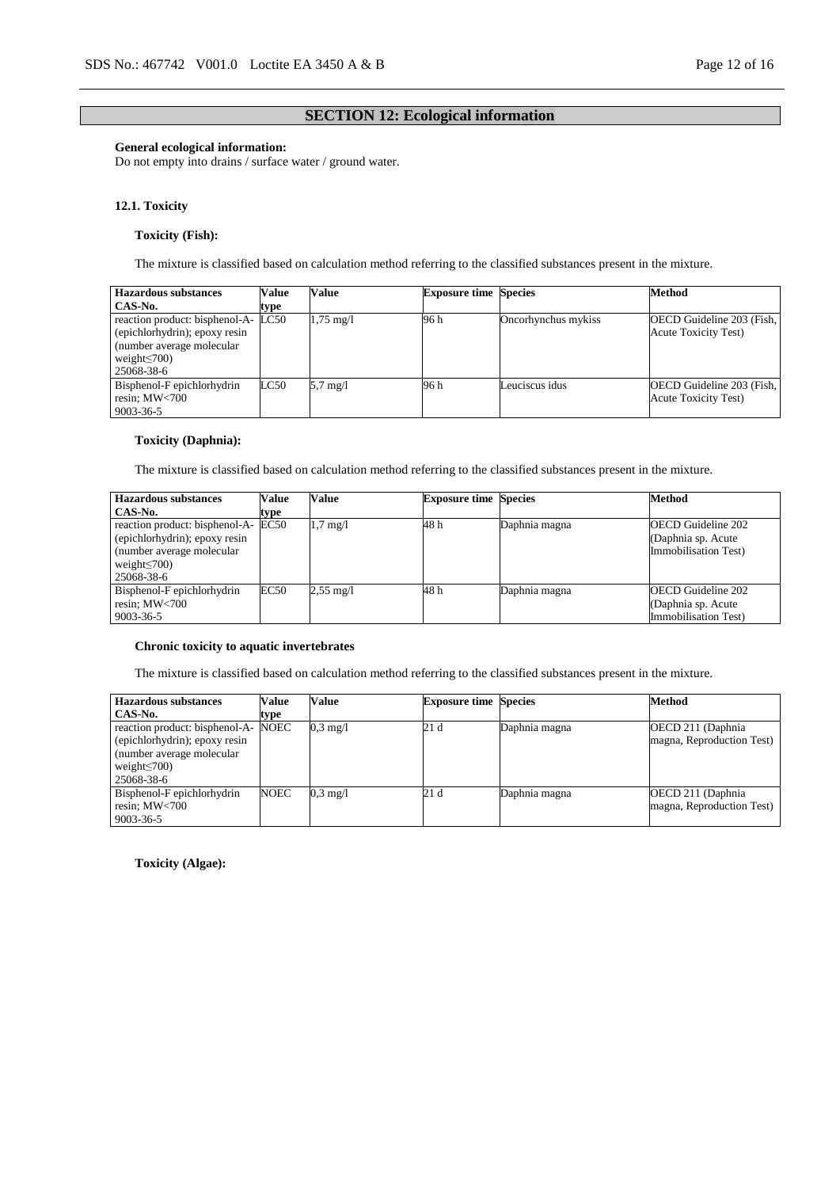## SECTION 12: Ecological information

**General ecological information:**
Do not empty into drains / surface water / ground water.

### 12.1. Toxicity

**Toxicity (Fish):**

The mixture is classified based on calculation method referring to the classified substances present in the mixture.

| Hazardous substances<br>CAS-No. | Value type | Value | Exposure time | Species | Method |
|---|---|---|---|---|---|
| reaction product: bisphenol-A-(epichlorhydrin); epoxy resin (number average molecular weight≤700)<br>25068-38-6 | LC50 | 1,75 mg/l | 96 h | Oncorhynchus mykiss | OECD Guideline 203 (Fish, Acute Toxicity Test) |
| Bisphenol-F epichlorhydrin resin; MW<700<br>9003-36-5 | LC50 | 5,7 mg/l | 96 h | Leuciscus idus | OECD Guideline 203 (Fish, Acute Toxicity Test) |

**Toxicity (Daphnia):**

The mixture is classified based on calculation method referring to the classified substances present in the mixture.

| Hazardous substances<br>CAS-No. | Value type | Value | Exposure time | Species | Method |
|---|---|---|---|---|---|
| reaction product: bisphenol-A-(epichlorhydrin); epoxy resin (number average molecular weight≤700)<br>25068-38-6 | EC50 | 1,7 mg/l | 48 h | Daphnia magna | OECD Guideline 202 (Daphnia sp. Acute Immobilisation Test) |
| Bisphenol-F epichlorhydrin resin; MW<700<br>9003-36-5 | EC50 | 2,55 mg/l | 48 h | Daphnia magna | OECD Guideline 202 (Daphnia sp. Acute Immobilisation Test) |

**Chronic toxicity to aquatic invertebrates**

The mixture is classified based on calculation method referring to the classified substances present in the mixture.

| Hazardous substances<br>CAS-No. | Value type | Value | Exposure time | Species | Method |
|---|---|---|---|---|---|
| reaction product: bisphenol-A-(epichlorhydrin); epoxy resin (number average molecular weight≤700)<br>25068-38-6 | NOEC | 0,3 mg/l | 21 d | Daphnia magna | OECD 211 (Daphnia magna, Reproduction Test) |
| Bisphenol-F epichlorhydrin resin; MW<700<br>9003-36-5 | NOEC | 0,3 mg/l | 21 d | Daphnia magna | OECD 211 (Daphnia magna, Reproduction Test) |

**Toxicity (Algae):**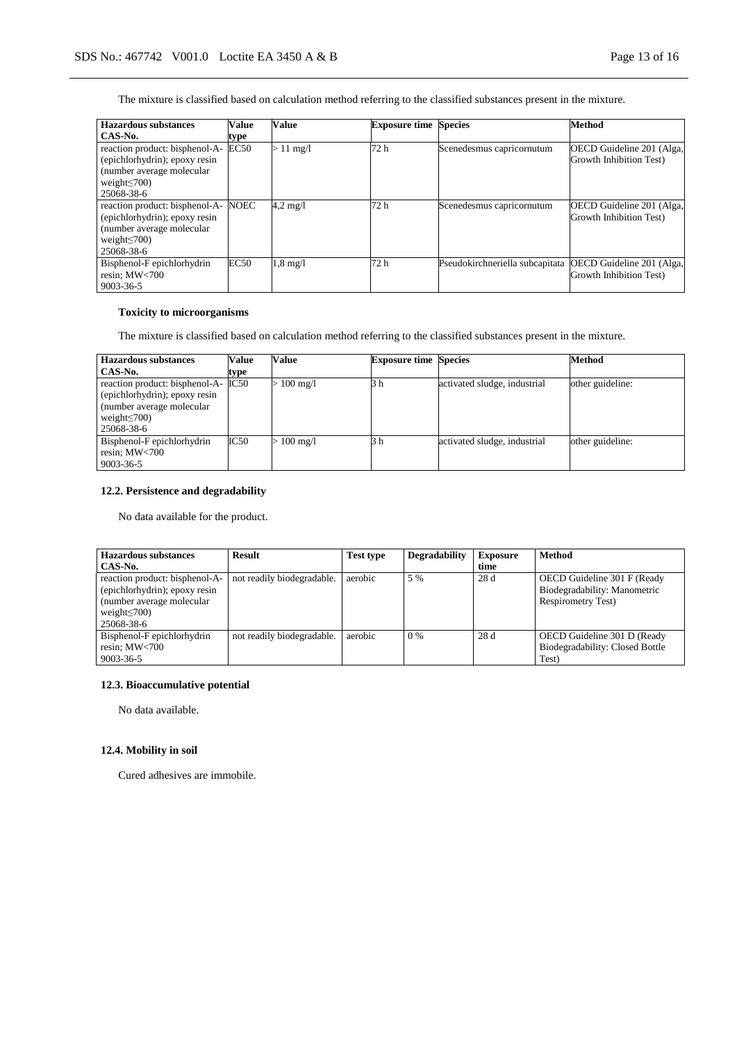The mixture is classified based on calculation method referring to the classified substances present in the mixture.

| Hazardous substances CAS-No. | Value type | Value | Exposure time | Species | Method |
|---|---|---|---|---|---|
| reaction product: bisphenol-A-(epichlorhydrin); epoxy resin (number average molecular weight≤700) 25068-38-6 | EC50 | > 11 mg/l | 72 h | Scenedesmus capricornutum | OECD Guideline 201 (Alga, Growth Inhibition Test) |
| reaction product: bisphenol-A-(epichlorhydrin); epoxy resin (number average molecular weight≤700) 25068-38-6 | NOEC | 4,2 mg/l | 72 h | Scenedesmus capricornutum | OECD Guideline 201 (Alga, Growth Inhibition Test) |
| Bisphenol-F epichlorhydrin resin; MW<700 9003-36-5 | EC50 | 1,8 mg/l | 72 h | Pseudokirchneriella subcapitata | OECD Guideline 201 (Alga, Growth Inhibition Test) |

**Toxicity to microorganisms**

The mixture is classified based on calculation method referring to the classified substances present in the mixture.

| Hazardous substances CAS-No. | Value type | Value | Exposure time | Species | Method |
|---|---|---|---|---|---|
| reaction product: bisphenol-A-(epichlorhydrin); epoxy resin (number average molecular weight≤700) 25068-38-6 | IC50 | > 100 mg/l | 3 h | activated sludge, industrial | other guideline: |
| Bisphenol-F epichlorhydrin resin; MW<700 9003-36-5 | IC50 | > 100 mg/l | 3 h | activated sludge, industrial | other guideline: |

### 12.2. Persistence and degradability

No data available for the product.

| Hazardous substances CAS-No. | Result | Test type | Degradability | Exposure time | Method |
|---|---|---|---|---|---|
| reaction product: bisphenol-A-(epichlorhydrin); epoxy resin (number average molecular weight≤700) 25068-38-6 | not readily biodegradable. | aerobic | 5 % | 28 d | OECD Guideline 301 F (Ready Biodegradability: Manometric Respirometry Test) |
| Bisphenol-F epichlorhydrin resin; MW<700 9003-36-5 | not readily biodegradable. | aerobic | 0 % | 28 d | OECD Guideline 301 D (Ready Biodegradability: Closed Bottle Test) |

### 12.3. Bioaccumulative potential

No data available.

### 12.4. Mobility in soil

Cured adhesives are immobile.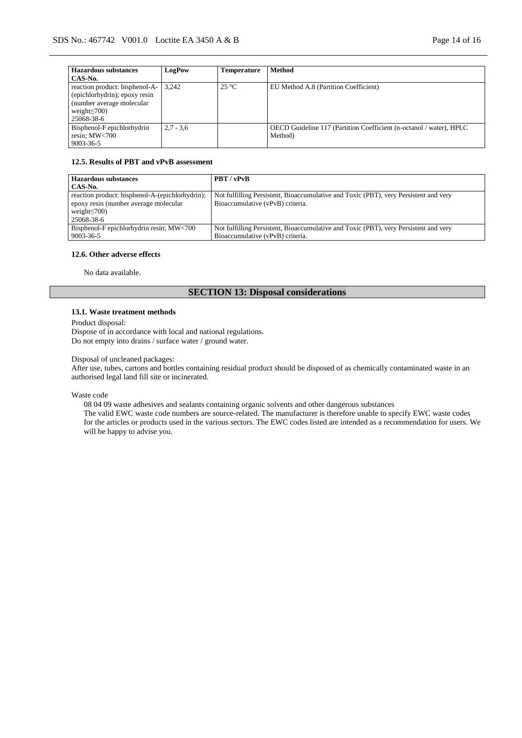| Hazardous substances<br>CAS-No. | LogPow | Temperature | Method |
|---|---|---|---|
| reaction product: bisphenol-A-(epichlorhydrin); epoxy resin (number average molecular weight≤700)<br>25068-38-6 | 3,242 | 25 °C | EU Method A.8 (Partition Coefficient) |
| Bisphenol-F epichlorhydrin resin; MW<700<br>9003-36-5 | 2,7 - 3,6 | | OECD Guideline 117 (Partition Coefficient (n-octanol / water), HPLC Method) |

#### 12.5. Results of PBT and vPvB assessment

| Hazardous substances<br>CAS-No. | PBT / vPvB |
|---|---|
| reaction product: bisphenol-A-(epichlorhydrin); epoxy resin (number average molecular weight≤700)<br>25068-38-6 | Not fulfilling Persistent, Bioaccumulative and Toxic (PBT), very Persistent and very Bioaccumulative (vPvB) criteria. |
| Bisphenol-F epichlorhydrin resin; MW<700<br>9003-36-5 | Not fulfilling Persistent, Bioaccumulative and Toxic (PBT), very Persistent and very Bioaccumulative (vPvB) criteria. |

#### 12.6. Other adverse effects

No data available.

## SECTION 13: Disposal considerations

#### 13.1. Waste treatment methods

Product disposal:
Dispose of in accordance with local and national regulations.
Do not empty into drains / surface water / ground water.

Disposal of uncleaned packages:
After use, tubes, cartons and bottles containing residual product should be disposed of as chemically contaminated waste in an authorised legal land fill site or incinerated.

Waste code
08 04 09 waste adhesives and sealants containing organic solvents and other dangerous substances
The valid EWC waste code numbers are source-related. The manufacturer is therefore unable to specify EWC waste codes for the articles or products used in the various sectors. The EWC codes listed are intended as a recommendation for users. We will be happy to advise you.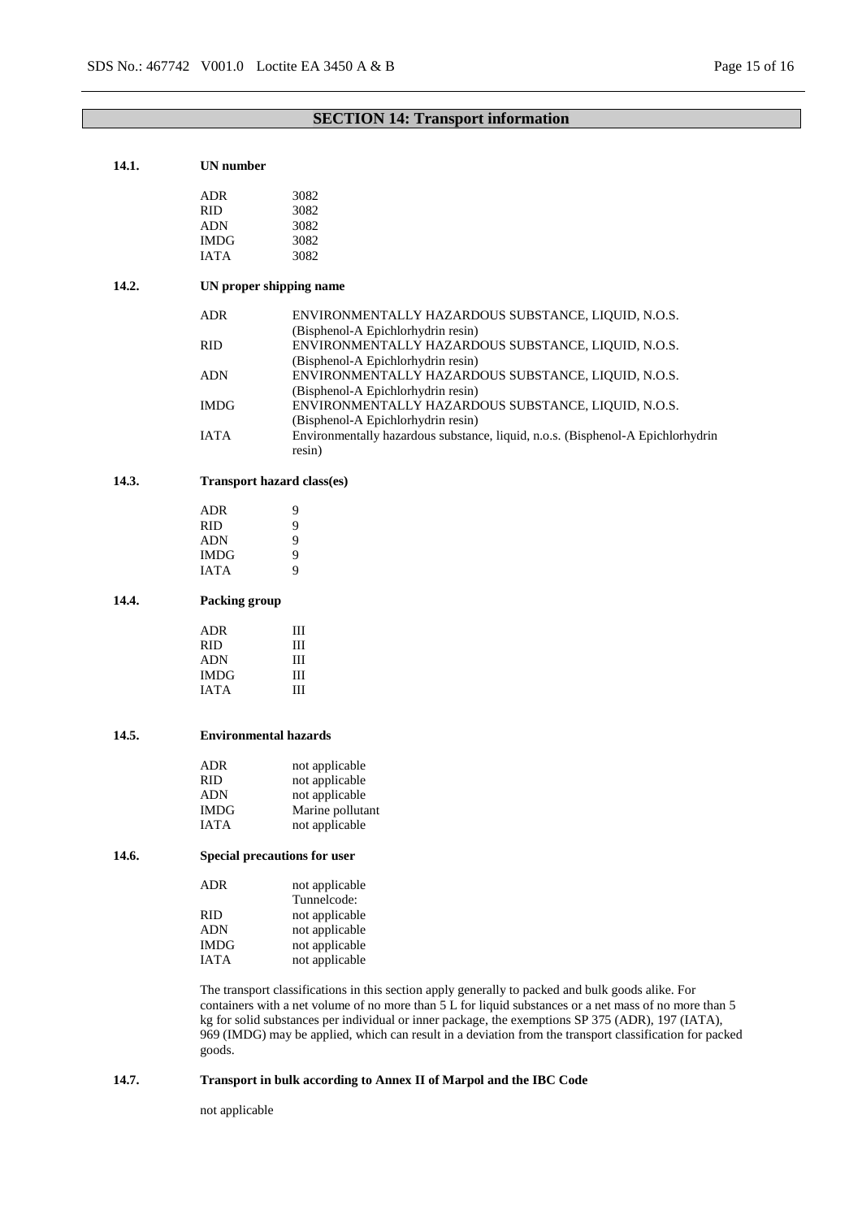## SECTION 14: Transport information

### 14.1. UN number

| | |
|---|---|
| ADR | 3082 |
| RID | 3082 |
| ADN | 3082 |
| IMDG | 3082 |
| IATA | 3082 |

### 14.2. UN proper shipping name

| | |
|---|---|
| ADR | ENVIRONMENTALLY HAZARDOUS SUBSTANCE, LIQUID, N.O.S. (Bisphenol-A Epichlorhydrin resin) |
| RID | ENVIRONMENTALLY HAZARDOUS SUBSTANCE, LIQUID, N.O.S. (Bisphenol-A Epichlorhydrin resin) |
| ADN | ENVIRONMENTALLY HAZARDOUS SUBSTANCE, LIQUID, N.O.S. (Bisphenol-A Epichlorhydrin resin) |
| IMDG | ENVIRONMENTALLY HAZARDOUS SUBSTANCE, LIQUID, N.O.S. (Bisphenol-A Epichlorhydrin resin) |
| IATA | Environmentally hazardous substance, liquid, n.o.s. (Bisphenol-A Epichlorhydrin resin) |

### 14.3. Transport hazard class(es)

| | |
|---|---|
| ADR | 9 |
| RID | 9 |
| ADN | 9 |
| IMDG | 9 |
| IATA | 9 |

### 14.4. Packing group

| | |
|---|---|
| ADR | III |
| RID | III |
| ADN | III |
| IMDG | III |
| IATA | III |

### 14.5. Environmental hazards

| | |
|---|---|
| ADR | not applicable |
| RID | not applicable |
| ADN | not applicable |
| IMDG | Marine pollutant |
| IATA | not applicable |

### 14.6. Special precautions for user

| | |
|---|---|
| ADR | not applicable<br>Tunnelcode: |
| RID | not applicable |
| ADN | not applicable |
| IMDG | not applicable |
| IATA | not applicable |

The transport classifications in this section apply generally to packed and bulk goods alike. For containers with a net volume of no more than 5 L for liquid substances or a net mass of no more than 5 kg for solid substances per individual or inner package, the exemptions SP 375 (ADR), 197 (IATA), 969 (IMDG) may be applied, which can result in a deviation from the transport classification for packed goods.

### 14.7. Transport in bulk according to Annex II of Marpol and the IBC Code

not applicable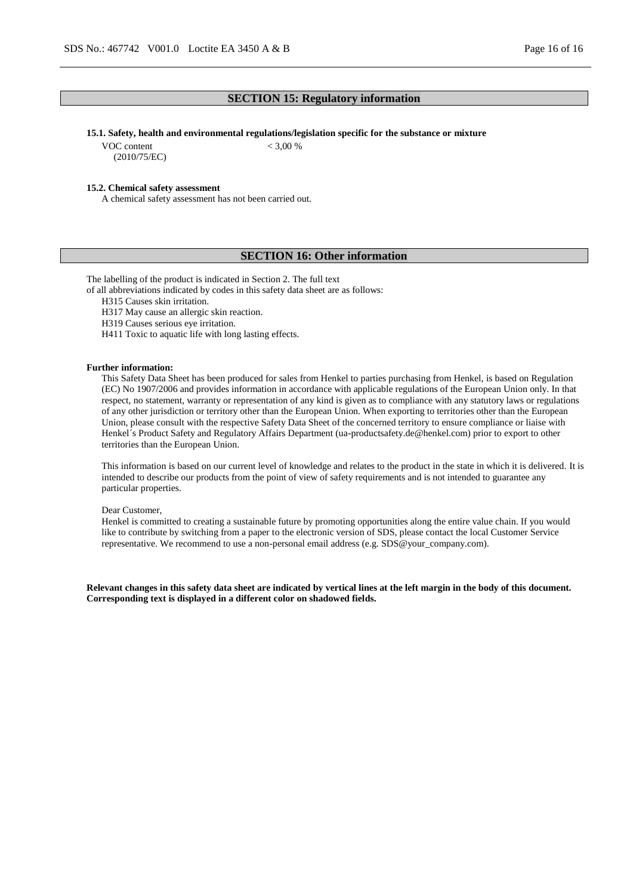## SECTION 15: Regulatory information

**15.1. Safety, health and environmental regulations/legislation specific for the substance or mixture**

| | |
|---|---|
| VOC content (2010/75/EC) | < 3,00 % |

**15.2. Chemical safety assessment**

A chemical safety assessment has not been carried out.

## SECTION 16: Other information

The labelling of the product is indicated in Section 2. The full text of all abbreviations indicated by codes in this safety data sheet are as follows:

H315 Causes skin irritation.
H317 May cause an allergic skin reaction.
H319 Causes serious eye irritation.
H411 Toxic to aquatic life with long lasting effects.

**Further information:**

This Safety Data Sheet has been produced for sales from Henkel to parties purchasing from Henkel, is based on Regulation (EC) No 1907/2006 and provides information in accordance with applicable regulations of the European Union only. In that respect, no statement, warranty or representation of any kind is given as to compliance with any statutory laws or regulations of any other jurisdiction or territory other than the European Union. When exporting to territories other than the European Union, please consult with the respective Safety Data Sheet of the concerned territory to ensure compliance or liaise with Henkel´s Product Safety and Regulatory Affairs Department (ua-productsafety.de@henkel.com) prior to export to other territories than the European Union.

This information is based on our current level of knowledge and relates to the product in the state in which it is delivered. It is intended to describe our products from the point of view of safety requirements and is not intended to guarantee any particular properties.

Dear Customer,

Henkel is committed to creating a sustainable future by promoting opportunities along the entire value chain. If you would like to contribute by switching from a paper to the electronic version of SDS, please contact the local Customer Service representative. We recommend to use a non-personal email address (e.g. SDS@your_company.com).

**Relevant changes in this safety data sheet are indicated by vertical lines at the left margin in the body of this document. Corresponding text is displayed in a different color on shadowed fields.**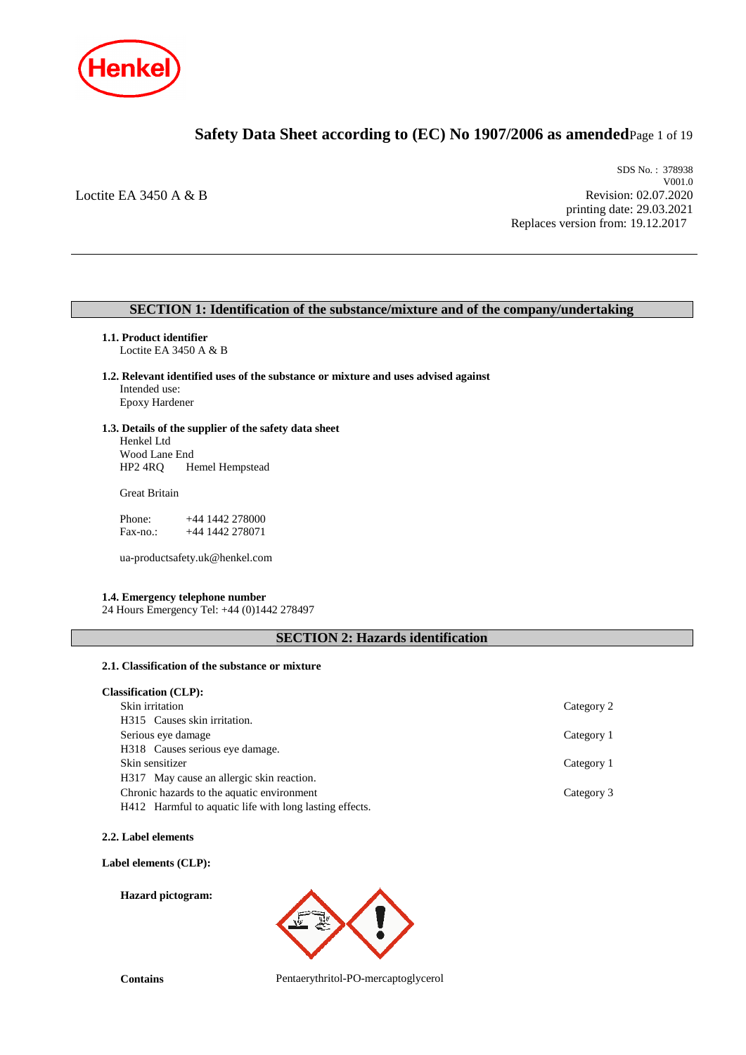# Safety Data Sheet according to (EC) No 1907/2006 as amended

Loctite EA 3450 A & B

SDS No. : 378938
V001.0
Revision: 02.07.2020
printing date: 29.03.2021
Replaces version from: 19.12.2017

## SECTION 1: Identification of the substance/mixture and of the company/undertaking

### 1.1. Product identifier

Loctite EA 3450 A & B

### 1.2. Relevant identified uses of the substance or mixture and uses advised against

Intended use:
Epoxy Hardener

### 1.3. Details of the supplier of the safety data sheet

Henkel Ltd
Wood Lane End
HP2 4RQ Hemel Hempstead

Great Britain

Phone: +44 1442 278000
Fax-no.: +44 1442 278071

ua-productsafety.uk@henkel.com

### 1.4. Emergency telephone number

24 Hours Emergency Tel: +44 (0)1442 278497

## SECTION 2: Hazards identification

### 2.1. Classification of the substance or mixture

**Classification (CLP):**

| | |
|---|---|
| Skin irritation | Category 2 |
| H315 Causes skin irritation. | |
| Serious eye damage | Category 1 |
| H318 Causes serious eye damage. | |
| Skin sensitizer | Category 1 |
| H317 May cause an allergic skin reaction. | |
| Chronic hazards to the aquatic environment | Category 3 |
| H412 Harmful to aquatic life with long lasting effects. | |

### 2.2. Label elements

**Label elements (CLP):**

**Hazard pictogram:**

**Contains** Pentaerythritol-PO-mercaptoglycerol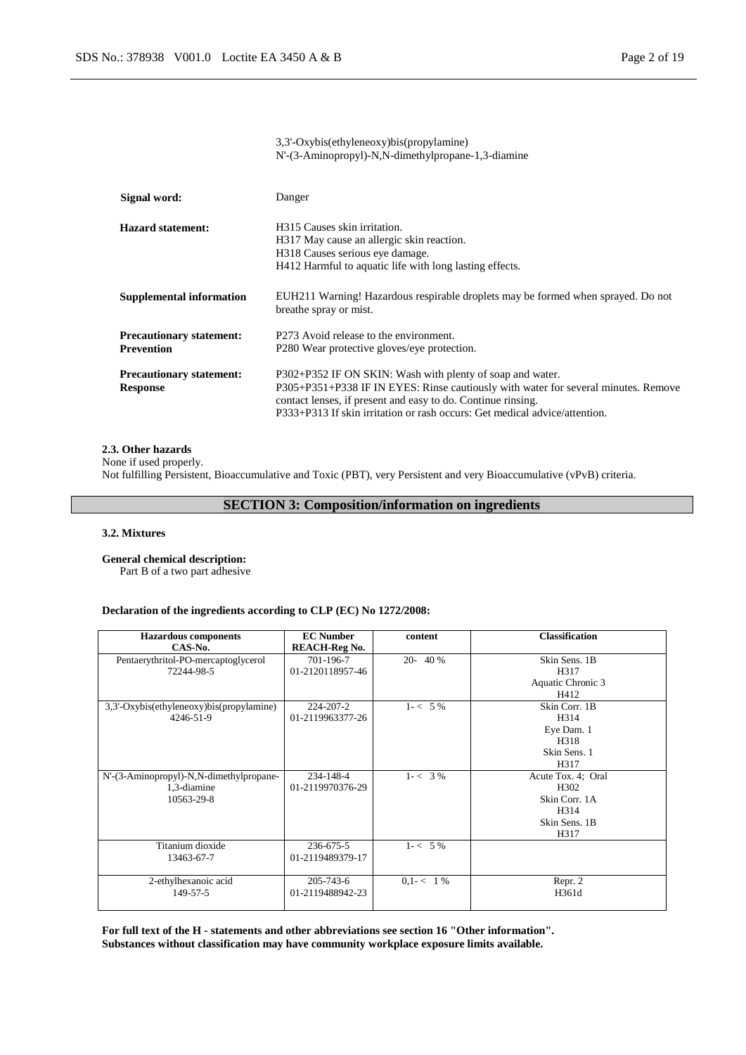3,3'-Oxybis(ethyleneoxy)bis(propylamine)
N'-(3-Aminopropyl)-N,N-dimethylpropane-1,3-diamine

| | |
|---|---|
| **Signal word:** | Danger |
| **Hazard statement:** | H315 Causes skin irritation.<br>H317 May cause an allergic skin reaction.<br>H318 Causes serious eye damage.<br>H412 Harmful to aquatic life with long lasting effects. |
| **Supplemental information** | EUH211 Warning! Hazardous respirable droplets may be formed when sprayed. Do not breathe spray or mist. |
| **Precautionary statement: Prevention** | P273 Avoid release to the environment.<br>P280 Wear protective gloves/eye protection. |
| **Precautionary statement: Response** | P302+P352 IF ON SKIN: Wash with plenty of soap and water.<br>P305+P351+P338 IF IN EYES: Rinse cautiously with water for several minutes. Remove contact lenses, if present and easy to do. Continue rinsing.<br>P333+P313 If skin irritation or rash occurs: Get medical advice/attention. |

### 2.3. Other hazards

None if used properly.
Not fulfilling Persistent, Bioaccumulative and Toxic (PBT), very Persistent and very Bioaccumulative (vPvB) criteria.

## SECTION 3: Composition/information on ingredients

### 3.2. Mixtures

**General chemical description:**
Part B of a two part adhesive

**Declaration of the ingredients according to CLP (EC) No 1272/2008:**

| Hazardous components<br>CAS-No. | EC Number<br>REACH-Reg No. | content | Classification |
|---|---|---|---|
| Pentaerythritol-PO-mercaptoglycerol<br>72244-98-5 | 701-196-7<br>01-2120118957-46 | 20- 40 % | Skin Sens. 1B<br>H317<br>Aquatic Chronic 3<br>H412 |
| 3,3'-Oxybis(ethyleneoxy)bis(propylamine)<br>4246-51-9 | 224-207-2<br>01-2119963377-26 | 1- < 5 % | Skin Corr. 1B<br>H314<br>Eye Dam. 1<br>H318<br>Skin Sens. 1<br>H317 |
| N'-(3-Aminopropyl)-N,N-dimethylpropane-1,3-diamine<br>10563-29-8 | 234-148-4<br>01-2119970376-29 | 1- < 3 % | Acute Tox. 4; Oral<br>H302<br>Skin Corr. 1A<br>H314<br>Skin Sens. 1B<br>H317 |
| Titanium dioxide<br>13463-67-7 | 236-675-5<br>01-2119489379-17 | 1- < 5 % | |
| 2-ethylhexanoic acid<br>149-57-5 | 205-743-6<br>01-2119488942-23 | 0,1- < 1 % | Repr. 2<br>H361d |

**For full text of the H - statements and other abbreviations see section 16 "Other information".**
**Substances without classification may have community workplace exposure limits available.**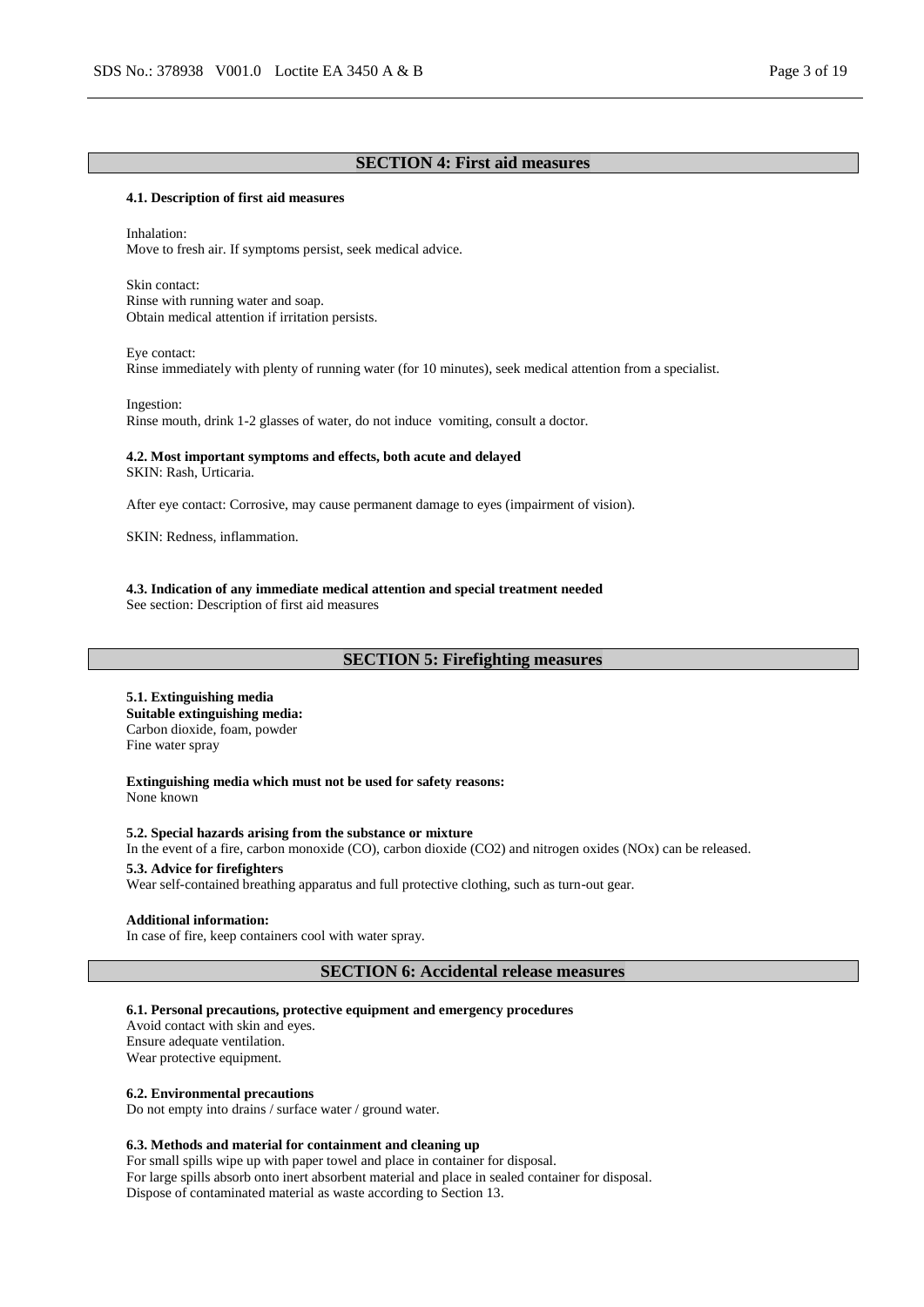## SECTION 4: First aid measures

### 4.1. Description of first aid measures

Inhalation:
Move to fresh air. If symptoms persist, seek medical advice.

Skin contact:
Rinse with running water and soap.
Obtain medical attention if irritation persists.

Eye contact:
Rinse immediately with plenty of running water (for 10 minutes), seek medical attention from a specialist.

Ingestion:
Rinse mouth, drink 1-2 glasses of water, do not induce vomiting, consult a doctor.

### 4.2. Most important symptoms and effects, both acute and delayed

SKIN: Rash, Urticaria.

After eye contact: Corrosive, may cause permanent damage to eyes (impairment of vision).

SKIN: Redness, inflammation.

### 4.3. Indication of any immediate medical attention and special treatment needed

See section: Description of first aid measures

## SECTION 5: Firefighting measures

### 5.1. Extinguishing media

**Suitable extinguishing media:**
Carbon dioxide, foam, powder
Fine water spray

**Extinguishing media which must not be used for safety reasons:**
None known

### 5.2. Special hazards arising from the substance or mixture

In the event of a fire, carbon monoxide (CO), carbon dioxide ($CO_2$) and nitrogen oxides (NOx) can be released.

### 5.3. Advice for firefighters

Wear self-contained breathing apparatus and full protective clothing, such as turn-out gear.

**Additional information:**
In case of fire, keep containers cool with water spray.

## SECTION 6: Accidental release measures

### 6.1. Personal precautions, protective equipment and emergency procedures

Avoid contact with skin and eyes.
Ensure adequate ventilation.
Wear protective equipment.

### 6.2. Environmental precautions

Do not empty into drains / surface water / ground water.

### 6.3. Methods and material for containment and cleaning up

For small spills wipe up with paper towel and place in container for disposal.
For large spills absorb onto inert absorbent material and place in sealed container for disposal.
Dispose of contaminated material as waste according to Section 13.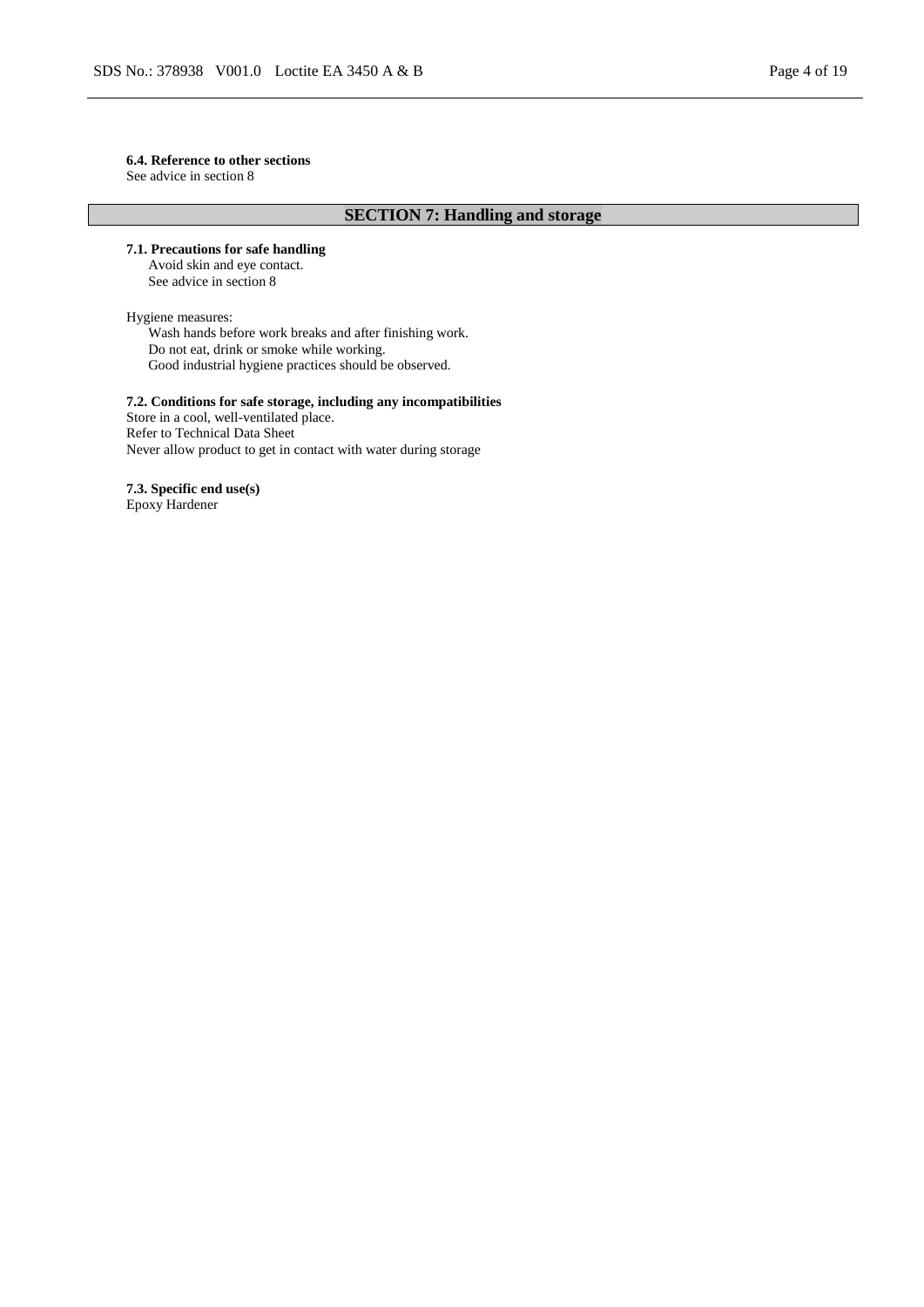**6.4. Reference to other sections**

See advice in section 8

## SECTION 7: Handling and storage

**7.1. Precautions for safe handling**

Avoid skin and eye contact.
See advice in section 8

Hygiene measures:

Wash hands before work breaks and after finishing work.
Do not eat, drink or smoke while working.
Good industrial hygiene practices should be observed.

**7.2. Conditions for safe storage, including any incompatibilities**

Store in a cool, well-ventilated place.
Refer to Technical Data Sheet
Never allow product to get in contact with water during storage

**7.3. Specific end use(s)**

Epoxy Hardener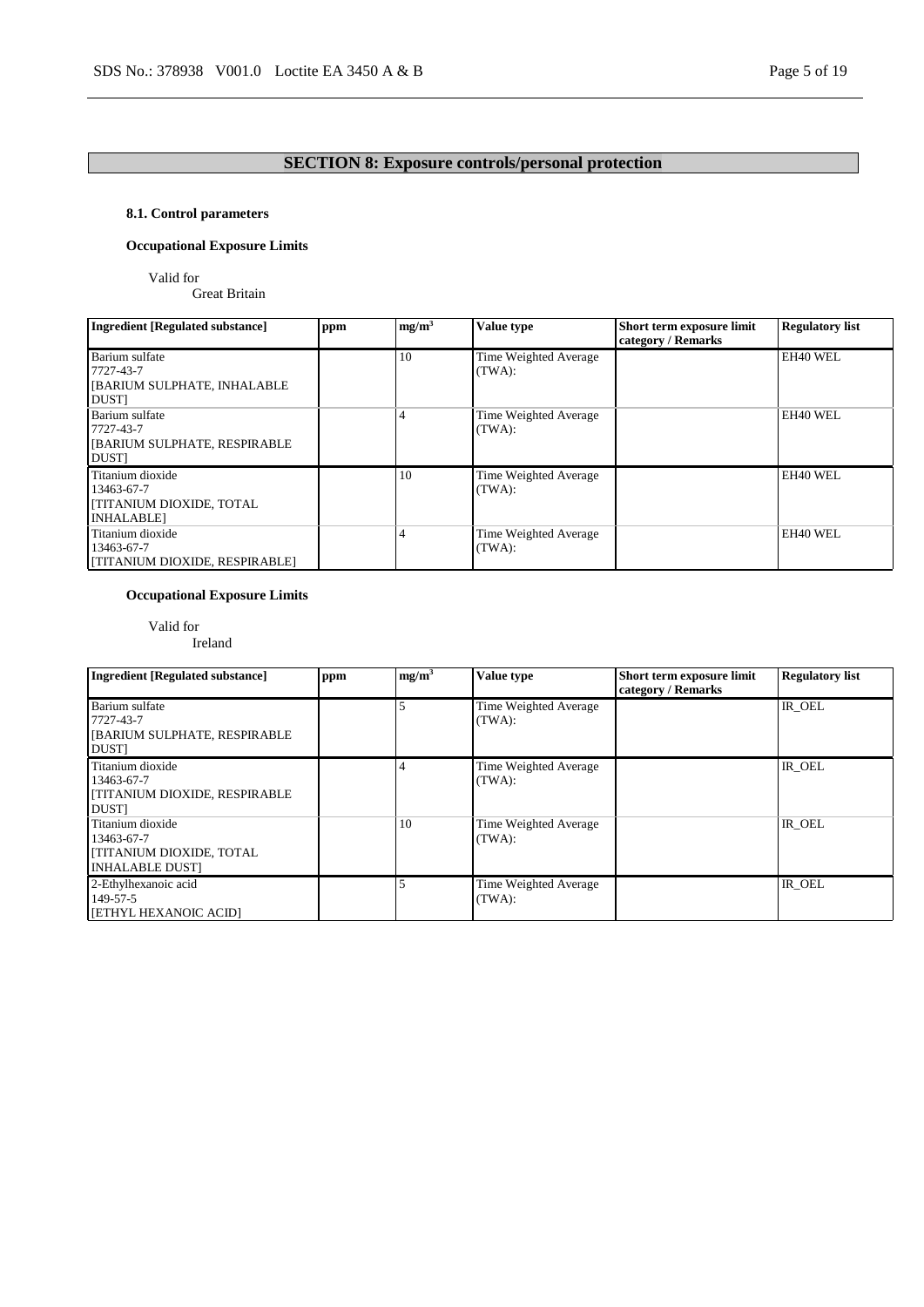## SECTION 8: Exposure controls/personal protection

### 8.1. Control parameters

**Occupational Exposure Limits**

Valid for
Great Britain

| Ingredient [Regulated substance] | ppm | mg/m$^3$ | Value type | Short term exposure limit category / Remarks | Regulatory list |
|---|---|---|---|---|---|
| Barium sulfate<br>7727-43-7<br>[BARIUM SULPHATE, INHALABLE DUST] | | 10 | Time Weighted Average (TWA): | | EH40 WEL |
| Barium sulfate<br>7727-43-7<br>[BARIUM SULPHATE, RESPIRABLE DUST] | | 4 | Time Weighted Average (TWA): | | EH40 WEL |
| Titanium dioxide<br>13463-67-7<br>[TITANIUM DIOXIDE, TOTAL INHALABLE] | | 10 | Time Weighted Average (TWA): | | EH40 WEL |
| Titanium dioxide<br>13463-67-7<br>[TITANIUM DIOXIDE, RESPIRABLE] | | 4 | Time Weighted Average (TWA): | | EH40 WEL |

**Occupational Exposure Limits**

Valid for
Ireland

| Ingredient [Regulated substance] | ppm | mg/m$^3$ | Value type | Short term exposure limit category / Remarks | Regulatory list |
|---|---|---|---|---|---|
| Barium sulfate<br>7727-43-7<br>[BARIUM SULPHATE, RESPIRABLE DUST] | | 5 | Time Weighted Average (TWA): | | IR_OEL |
| Titanium dioxide<br>13463-67-7<br>[TITANIUM DIOXIDE, RESPIRABLE DUST] | | 4 | Time Weighted Average (TWA): | | IR_OEL |
| Titanium dioxide<br>13463-67-7<br>[TITANIUM DIOXIDE, TOTAL INHALABLE DUST] | | 10 | Time Weighted Average (TWA): | | IR_OEL |
| 2-Ethylhexanoic acid<br>149-57-5<br>[ETHYL HEXANOIC ACID] | | 5 | Time Weighted Average (TWA): | | IR_OEL |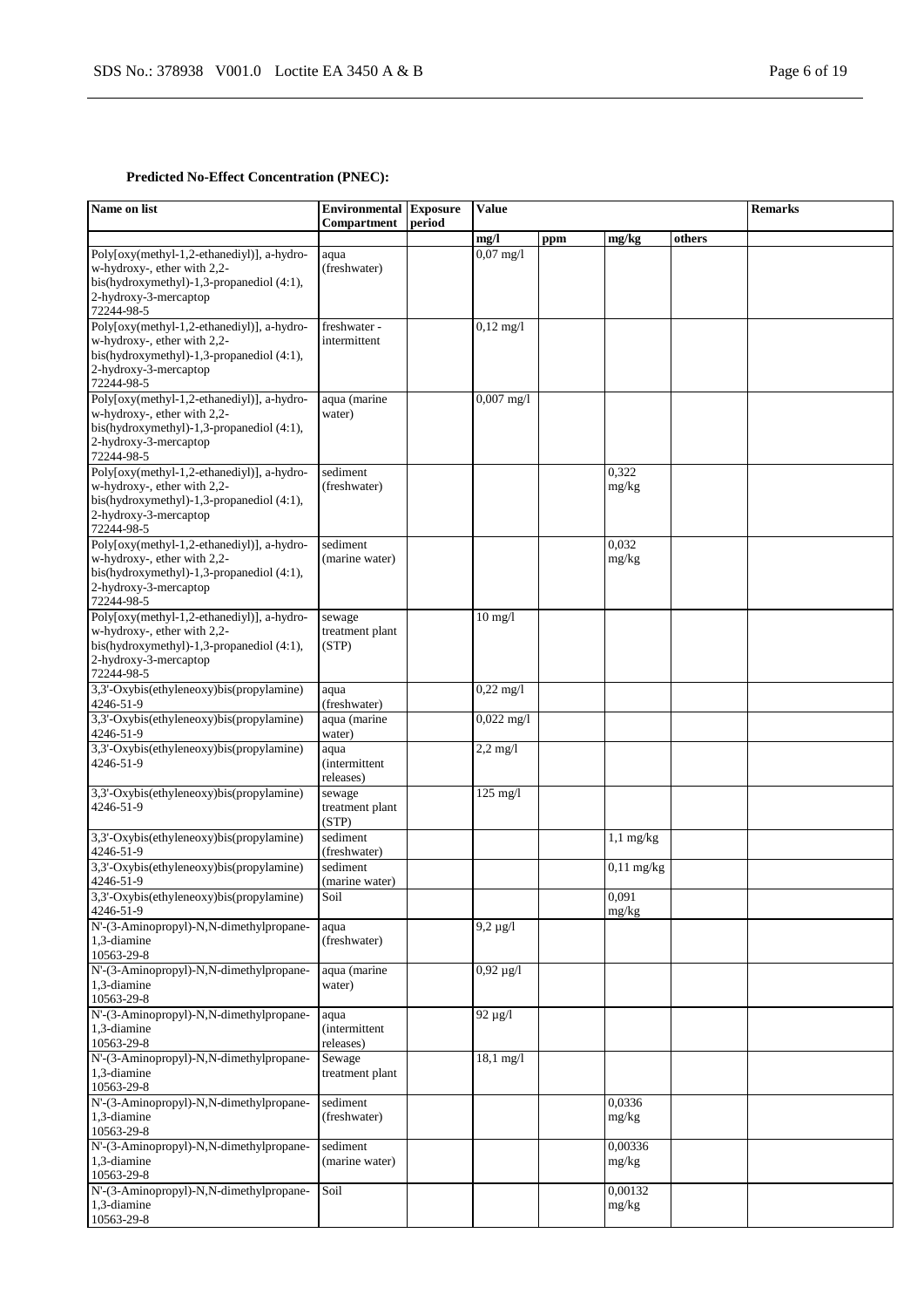**Predicted No-Effect Concentration (PNEC):**

| Name on list | Environmental Compartment | Exposure period | Value | | | | Remarks |
|---|---|---|---|---|---|---|---|
| | | | mg/l | ppm | mg/kg | others | |
| Poly[oxy(methyl-1,2-ethanediyl)], a-hydro-w-hydroxy-, ether with 2,2-bis(hydroxymethyl)-1,3-propanediol (4:1), 2-hydroxy-3-mercaptop 72244-98-5 | aqua (freshwater) | | 0,07 mg/l | | | | |
| Poly[oxy(methyl-1,2-ethanediyl)], a-hydro-w-hydroxy-, ether with 2,2-bis(hydroxymethyl)-1,3-propanediol (4:1), 2-hydroxy-3-mercaptop 72244-98-5 | freshwater - intermittent | | 0,12 mg/l | | | | |
| Poly[oxy(methyl-1,2-ethanediyl)], a-hydro-w-hydroxy-, ether with 2,2-bis(hydroxymethyl)-1,3-propanediol (4:1), 2-hydroxy-3-mercaptop 72244-98-5 | aqua (marine water) | | 0,007 mg/l | | | | |
| Poly[oxy(methyl-1,2-ethanediyl)], a-hydro-w-hydroxy-, ether with 2,2-bis(hydroxymethyl)-1,3-propanediol (4:1), 2-hydroxy-3-mercaptop 72244-98-5 | sediment (freshwater) | | | | 0,322 mg/kg | | |
| Poly[oxy(methyl-1,2-ethanediyl)], a-hydro-w-hydroxy-, ether with 2,2-bis(hydroxymethyl)-1,3-propanediol (4:1), 2-hydroxy-3-mercaptop 72244-98-5 | sediment (marine water) | | | | 0,032 mg/kg | | |
| Poly[oxy(methyl-1,2-ethanediyl)], a-hydro-w-hydroxy-, ether with 2,2-bis(hydroxymethyl)-1,3-propanediol (4:1), 2-hydroxy-3-mercaptop 72244-98-5 | sewage treatment plant (STP) | | 10 mg/l | | | | |
| 3,3'-Oxybis(ethyleneoxy)bis(propylamine) 4246-51-9 | aqua (freshwater) | | 0,22 mg/l | | | | |
| 3,3'-Oxybis(ethyleneoxy)bis(propylamine) 4246-51-9 | aqua (marine water) | | 0,022 mg/l | | | | |
| 3,3'-Oxybis(ethyleneoxy)bis(propylamine) 4246-51-9 | aqua (intermittent releases) | | 2,2 mg/l | | | | |
| 3,3'-Oxybis(ethyleneoxy)bis(propylamine) 4246-51-9 | sewage treatment plant (STP) | | 125 mg/l | | | | |
| 3,3'-Oxybis(ethyleneoxy)bis(propylamine) 4246-51-9 | sediment (freshwater) | | | | 1,1 mg/kg | | |
| 3,3'-Oxybis(ethyleneoxy)bis(propylamine) 4246-51-9 | sediment (marine water) | | | | 0,11 mg/kg | | |
| 3,3'-Oxybis(ethyleneoxy)bis(propylamine) 4246-51-9 | Soil | | | | 0,091 mg/kg | | |
| N'-(3-Aminopropyl)-N,N-dimethylpropane-1,3-diamine 10563-29-8 | aqua (freshwater) | | 9,2 µg/l | | | | |
| N'-(3-Aminopropyl)-N,N-dimethylpropane-1,3-diamine 10563-29-8 | aqua (marine water) | | 0,92 µg/l | | | | |
| N'-(3-Aminopropyl)-N,N-dimethylpropane-1,3-diamine 10563-29-8 | aqua (intermittent releases) | | 92 µg/l | | | | |
| N'-(3-Aminopropyl)-N,N-dimethylpropane-1,3-diamine 10563-29-8 | Sewage treatment plant | | 18,1 mg/l | | | | |
| N'-(3-Aminopropyl)-N,N-dimethylpropane-1,3-diamine 10563-29-8 | sediment (freshwater) | | | | 0,0336 mg/kg | | |
| N'-(3-Aminopropyl)-N,N-dimethylpropane-1,3-diamine 10563-29-8 | sediment (marine water) | | | | 0,00336 mg/kg | | |
| N'-(3-Aminopropyl)-N,N-dimethylpropane-1,3-diamine 10563-29-8 | Soil | | | | 0,00132 mg/kg | | |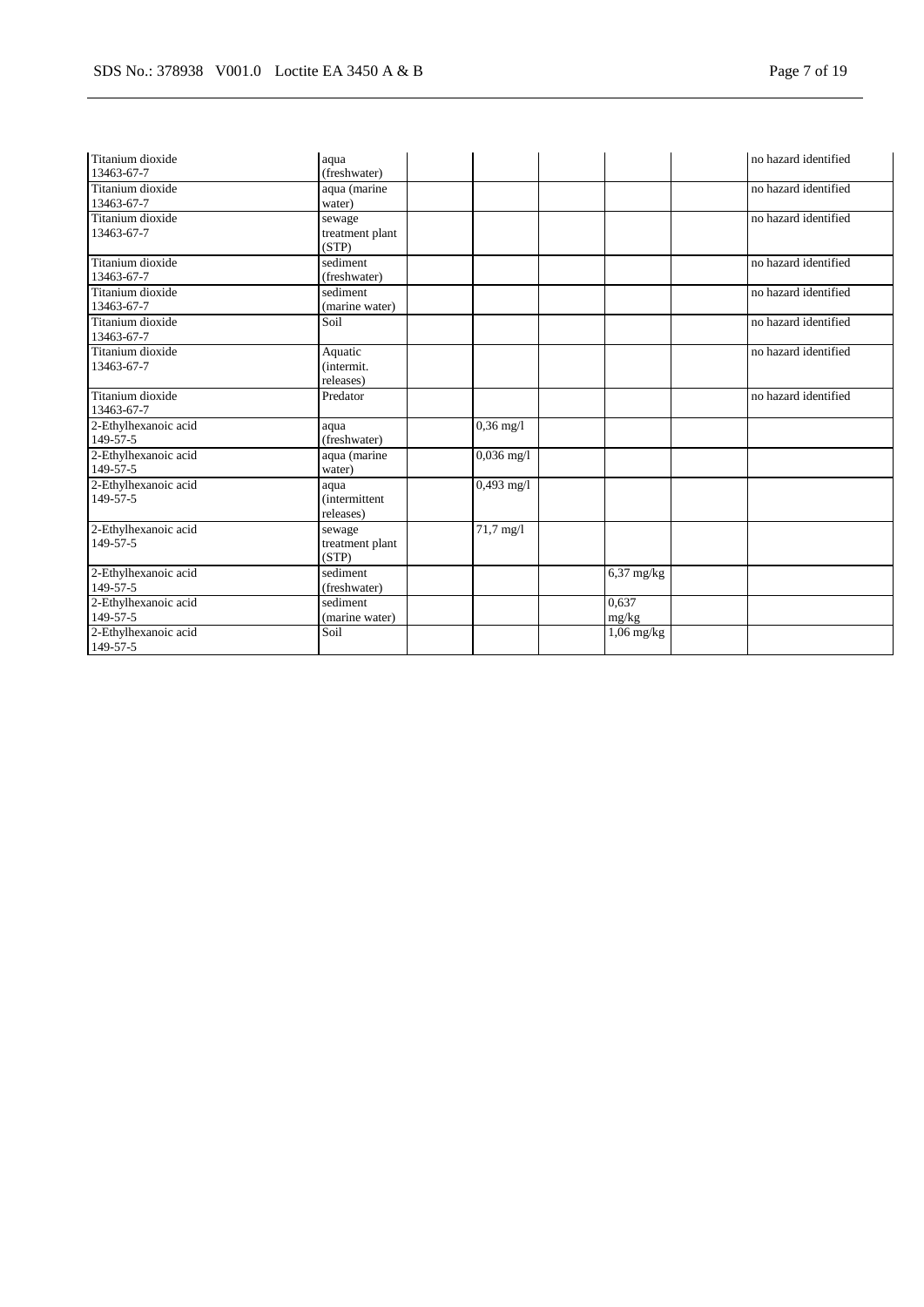| | | | | | | | |
|---|---|---|---|---|---|---|---|
| Titanium dioxide<br>13463-67-7 | aqua<br>(freshwater) | | | | | | no hazard identified |
| Titanium dioxide<br>13463-67-7 | aqua (marine<br>water) | | | | | | no hazard identified |
| Titanium dioxide<br>13463-67-7 | sewage<br>treatment plant<br>(STP) | | | | | | no hazard identified |
| Titanium dioxide<br>13463-67-7 | sediment<br>(freshwater) | | | | | | no hazard identified |
| Titanium dioxide<br>13463-67-7 | sediment<br>(marine water) | | | | | | no hazard identified |
| Titanium dioxide<br>13463-67-7 | Soil | | | | | | no hazard identified |
| Titanium dioxide<br>13463-67-7 | Aquatic<br>(intermit.<br>releases) | | | | | | no hazard identified |
| Titanium dioxide<br>13463-67-7 | Predator | | | | | | no hazard identified |
| 2-Ethylhexanoic acid<br>149-57-5 | aqua<br>(freshwater) | | 0,36 mg/l | | | | |
| 2-Ethylhexanoic acid<br>149-57-5 | aqua (marine<br>water) | | 0,036 mg/l | | | | |
| 2-Ethylhexanoic acid<br>149-57-5 | aqua<br>(intermittent<br>releases) | | 0,493 mg/l | | | | |
| 2-Ethylhexanoic acid<br>149-57-5 | sewage<br>treatment plant<br>(STP) | | 71,7 mg/l | | | | |
| 2-Ethylhexanoic acid<br>149-57-5 | sediment<br>(freshwater) | | | | 6,37 mg/kg | | |
| 2-Ethylhexanoic acid<br>149-57-5 | sediment<br>(marine water) | | | | 0,637<br>mg/kg | | |
| 2-Ethylhexanoic acid<br>149-57-5 | Soil | | | | 1,06 mg/kg | | |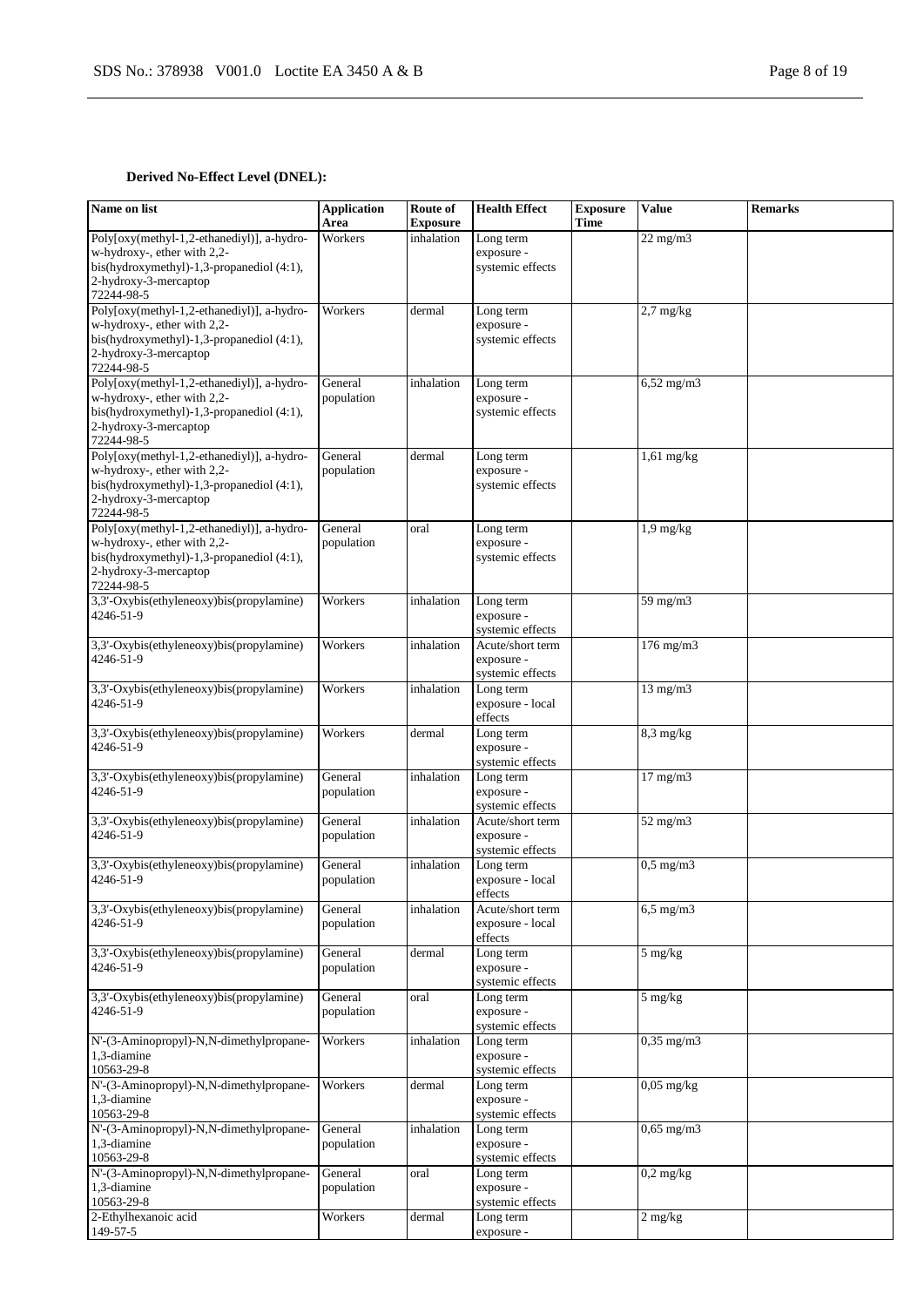**Derived No-Effect Level (DNEL):**

| Name on list | Application Area | Route of Exposure | Health Effect | Exposure Time | Value | Remarks |
|---|---|---|---|---|---|---|
| Poly[oxy(methyl-1,2-ethanediyl)], a-hydro-w-hydroxy-, ether with 2,2-bis(hydroxymethyl)-1,3-propanediol (4:1), 2-hydroxy-3-mercaptop 72244-98-5 | Workers | inhalation | Long term exposure - systemic effects | | 22 mg/m3 | |
| Poly[oxy(methyl-1,2-ethanediyl)], a-hydro-w-hydroxy-, ether with 2,2-bis(hydroxymethyl)-1,3-propanediol (4:1), 2-hydroxy-3-mercaptop 72244-98-5 | Workers | dermal | Long term exposure - systemic effects | | 2,7 mg/kg | |
| Poly[oxy(methyl-1,2-ethanediyl)], a-hydro-w-hydroxy-, ether with 2,2-bis(hydroxymethyl)-1,3-propanediol (4:1), 2-hydroxy-3-mercaptop 72244-98-5 | General population | inhalation | Long term exposure - systemic effects | | 6,52 mg/m3 | |
| Poly[oxy(methyl-1,2-ethanediyl)], a-hydro-w-hydroxy-, ether with 2,2-bis(hydroxymethyl)-1,3-propanediol (4:1), 2-hydroxy-3-mercaptop 72244-98-5 | General population | dermal | Long term exposure - systemic effects | | 1,61 mg/kg | |
| Poly[oxy(methyl-1,2-ethanediyl)], a-hydro-w-hydroxy-, ether with 2,2-bis(hydroxymethyl)-1,3-propanediol (4:1), 2-hydroxy-3-mercaptop 72244-98-5 | General population | oral | Long term exposure - systemic effects | | 1,9 mg/kg | |
| 3,3'-Oxybis(ethyleneoxy)bis(propylamine) 4246-51-9 | Workers | inhalation | Long term exposure - systemic effects | | 59 mg/m3 | |
| 3,3'-Oxybis(ethyleneoxy)bis(propylamine) 4246-51-9 | Workers | inhalation | Acute/short term exposure - systemic effects | | 176 mg/m3 | |
| 3,3'-Oxybis(ethyleneoxy)bis(propylamine) 4246-51-9 | Workers | inhalation | Long term exposure - local effects | | 13 mg/m3 | |
| 3,3'-Oxybis(ethyleneoxy)bis(propylamine) 4246-51-9 | Workers | dermal | Long term exposure - systemic effects | | 8,3 mg/kg | |
| 3,3'-Oxybis(ethyleneoxy)bis(propylamine) 4246-51-9 | General population | inhalation | Long term exposure - systemic effects | | 17 mg/m3 | |
| 3,3'-Oxybis(ethyleneoxy)bis(propylamine) 4246-51-9 | General population | inhalation | Acute/short term exposure - systemic effects | | 52 mg/m3 | |
| 3,3'-Oxybis(ethyleneoxy)bis(propylamine) 4246-51-9 | General population | inhalation | Long term exposure - local effects | | 0,5 mg/m3 | |
| 3,3'-Oxybis(ethyleneoxy)bis(propylamine) 4246-51-9 | General population | inhalation | Acute/short term exposure - local effects | | 6,5 mg/m3 | |
| 3,3'-Oxybis(ethyleneoxy)bis(propylamine) 4246-51-9 | General population | dermal | Long term exposure - systemic effects | | 5 mg/kg | |
| 3,3'-Oxybis(ethyleneoxy)bis(propylamine) 4246-51-9 | General population | oral | Long term exposure - systemic effects | | 5 mg/kg | |
| N'-(3-Aminopropyl)-N,N-dimethylpropane-1,3-diamine 10563-29-8 | Workers | inhalation | Long term exposure - systemic effects | | 0,35 mg/m3 | |
| N'-(3-Aminopropyl)-N,N-dimethylpropane-1,3-diamine 10563-29-8 | Workers | dermal | Long term exposure - systemic effects | | 0,05 mg/kg | |
| N'-(3-Aminopropyl)-N,N-dimethylpropane-1,3-diamine 10563-29-8 | General population | inhalation | Long term exposure - systemic effects | | 0,65 mg/m3 | |
| N'-(3-Aminopropyl)-N,N-dimethylpropane-1,3-diamine 10563-29-8 | General population | oral | Long term exposure - systemic effects | | 0,2 mg/kg | |
| 2-Ethylhexanoic acid 149-57-5 | Workers | dermal | Long term exposure - | | 2 mg/kg | |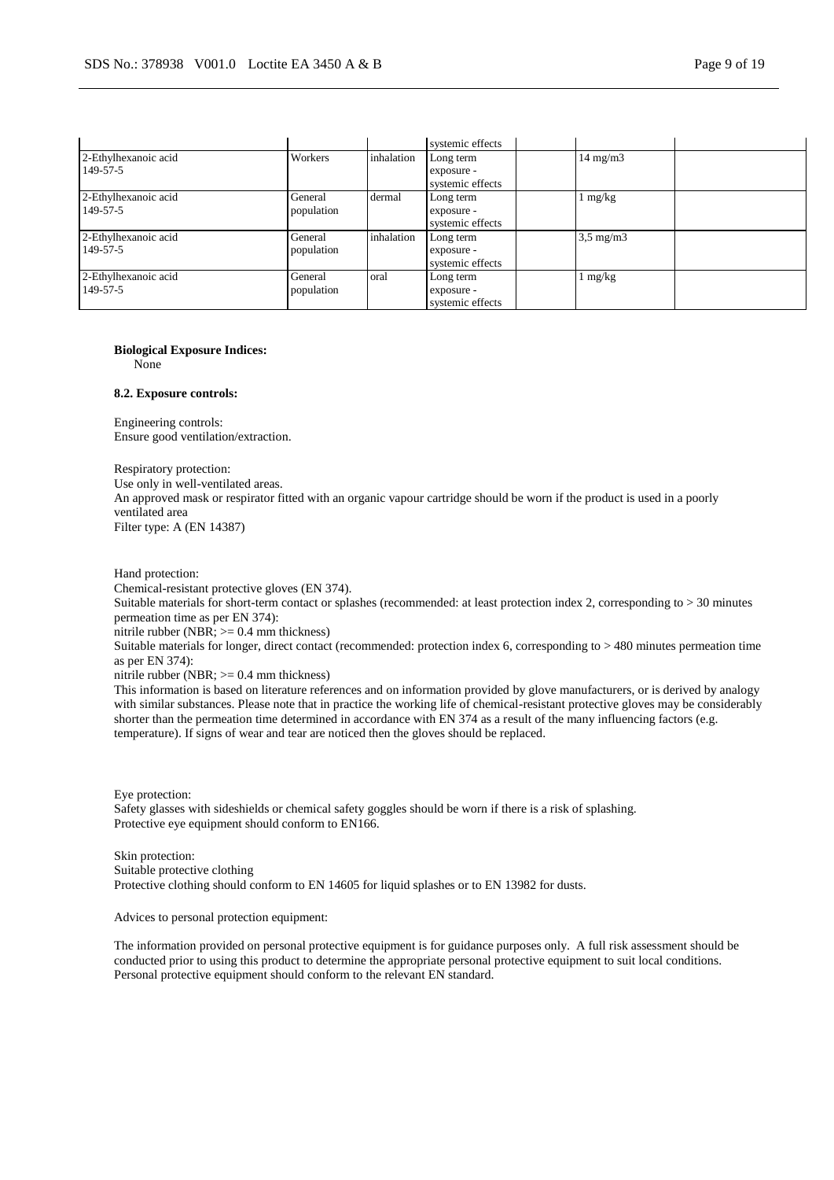| | | | systemic effects | | | |
|---|---|---|---|---|---|---|
| 2-Ethylhexanoic acid<br>149-57-5 | Workers | inhalation | Long term exposure - systemic effects | | 14 mg/m3 | |
| 2-Ethylhexanoic acid<br>149-57-5 | General population | dermal | Long term exposure - systemic effects | | 1 mg/kg | |
| 2-Ethylhexanoic acid<br>149-57-5 | General population | inhalation | Long term exposure - systemic effects | | 3,5 mg/m3 | |
| 2-Ethylhexanoic acid<br>149-57-5 | General population | oral | Long term exposure - systemic effects | | 1 mg/kg | |

**Biological Exposure Indices:**
None

**8.2. Exposure controls:**

Engineering controls:
Ensure good ventilation/extraction.

Respiratory protection:
Use only in well-ventilated areas.
An approved mask or respirator fitted with an organic vapour cartridge should be worn if the product is used in a poorly ventilated area
Filter type: A (EN 14387)

Hand protection:
Chemical-resistant protective gloves (EN 374).
Suitable materials for short-term contact or splashes (recommended: at least protection index 2, corresponding to > 30 minutes permeation time as per EN 374):
nitrile rubber (NBR; >= 0.4 mm thickness)
Suitable materials for longer, direct contact (recommended: protection index 6, corresponding to > 480 minutes permeation time as per EN 374):
nitrile rubber (NBR; >= 0.4 mm thickness)
This information is based on literature references and on information provided by glove manufacturers, or is derived by analogy with similar substances. Please note that in practice the working life of chemical-resistant protective gloves may be considerably shorter than the permeation time determined in accordance with EN 374 as a result of the many influencing factors (e.g. temperature). If signs of wear and tear are noticed then the gloves should be replaced.

Eye protection:
Safety glasses with sideshields or chemical safety goggles should be worn if there is a risk of splashing.
Protective eye equipment should conform to EN166.

Skin protection:
Suitable protective clothing
Protective clothing should conform to EN 14605 for liquid splashes or to EN 13982 for dusts.

Advices to personal protection equipment:

The information provided on personal protective equipment is for guidance purposes only. A full risk assessment should be conducted prior to using this product to determine the appropriate personal protective equipment to suit local conditions. Personal protective equipment should conform to the relevant EN standard.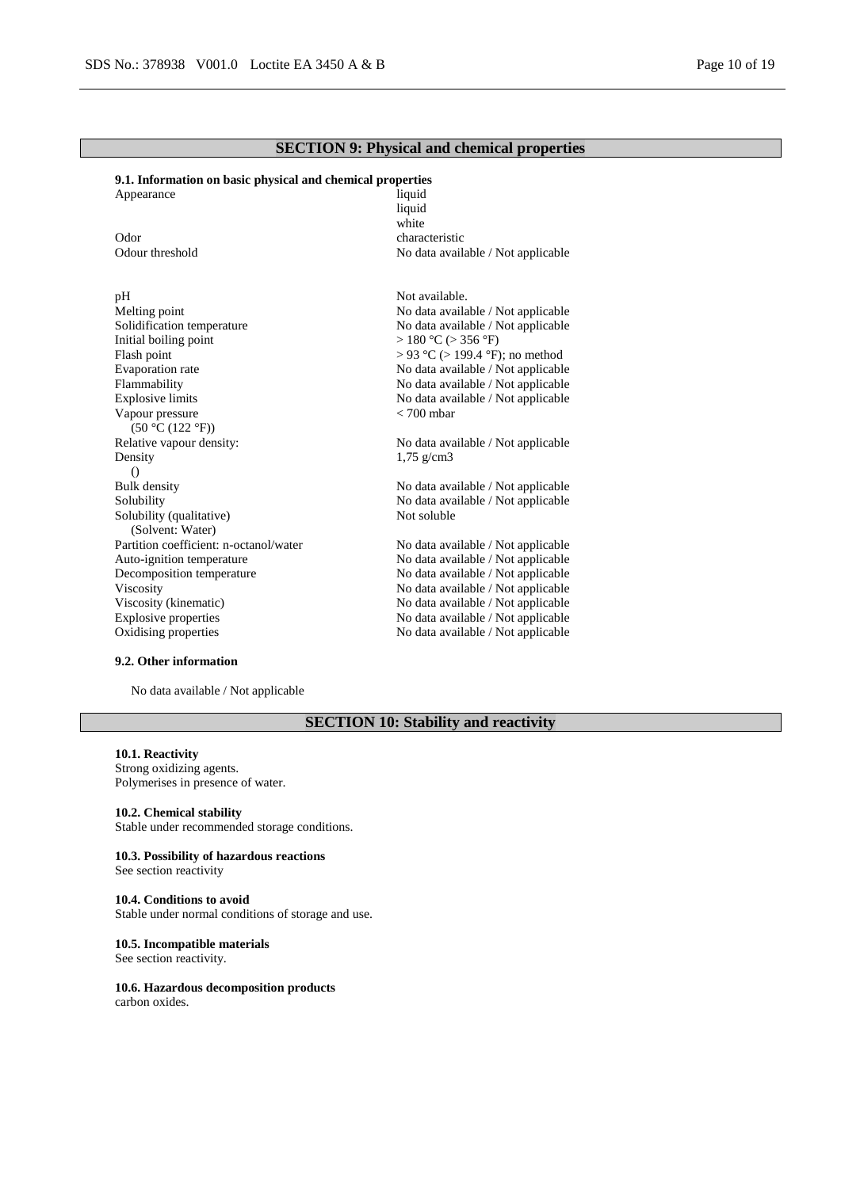## SECTION 9: Physical and chemical properties

### 9.1. Information on basic physical and chemical properties

| | |
|---|---|
| Appearance | liquid<br>liquid<br>white |
| Odor | characteristic |
| Odour threshold | No data available / Not applicable |
| pH | Not available. |
| Melting point | No data available / Not applicable |
| Solidification temperature | No data available / Not applicable |
| Initial boiling point | > 180 °C (> 356 °F) |
| Flash point | > 93 °C (> 199.4 °F); no method |
| Evaporation rate | No data available / Not applicable |
| Flammability | No data available / Not applicable |
| Explosive limits | No data available / Not applicable |
| Vapour pressure<br>(50 °C (122 °F)) | < 700 mbar |
| Relative vapour density: | No data available / Not applicable |
| Density<br>() | 1,75 g/cm3 |
| Bulk density | No data available / Not applicable |
| Solubility | No data available / Not applicable |
| Solubility (qualitative)<br>(Solvent: Water) | Not soluble |
| Partition coefficient: n-octanol/water | No data available / Not applicable |
| Auto-ignition temperature | No data available / Not applicable |
| Decomposition temperature | No data available / Not applicable |
| Viscosity | No data available / Not applicable |
| Viscosity (kinematic) | No data available / Not applicable |
| Explosive properties | No data available / Not applicable |
| Oxidising properties | No data available / Not applicable |

### 9.2. Other information

No data available / Not applicable

## SECTION 10: Stability and reactivity

### 10.1. Reactivity

Strong oxidizing agents.
Polymerises in presence of water.

### 10.2. Chemical stability

Stable under recommended storage conditions.

### 10.3. Possibility of hazardous reactions

See section reactivity

### 10.4. Conditions to avoid

Stable under normal conditions of storage and use.

### 10.5. Incompatible materials

See section reactivity.

### 10.6. Hazardous decomposition products

carbon oxides.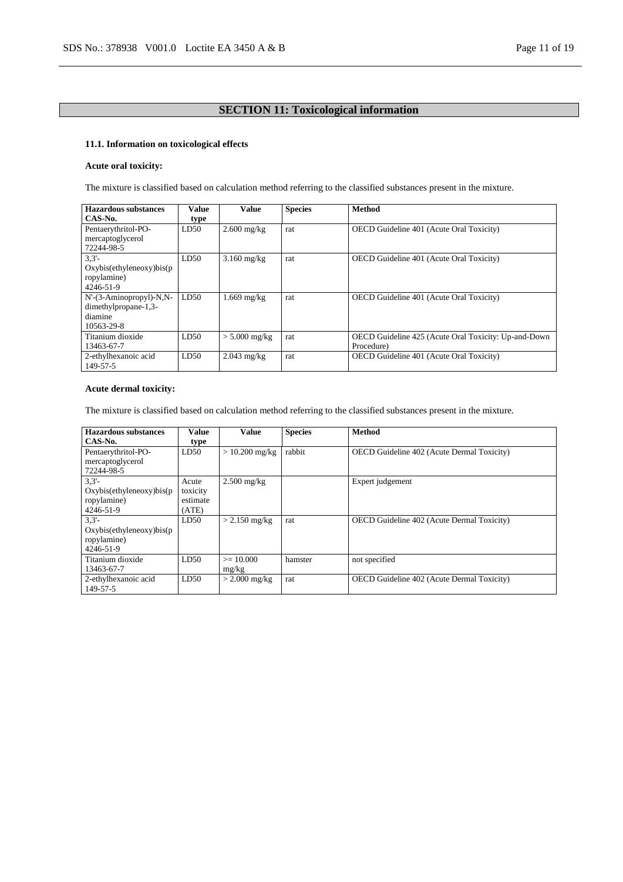## SECTION 11: Toxicological information

### 11.1. Information on toxicological effects

**Acute oral toxicity:**

The mixture is classified based on calculation method referring to the classified substances present in the mixture.

| Hazardous substances CAS-No. | Value type | Value | Species | Method |
|---|---|---|---|---|
| Pentaerythritol-PO-mercaptoglycerol 72244-98-5 | LD50 | 2.600 mg/kg | rat | OECD Guideline 401 (Acute Oral Toxicity) |
| 3,3'-Oxybis(ethyleneoxy)bis(propylamine) 4246-51-9 | LD50 | 3.160 mg/kg | rat | OECD Guideline 401 (Acute Oral Toxicity) |
| N'-(3-Aminopropyl)-N,N-dimethylpropane-1,3-diamine 10563-29-8 | LD50 | 1.669 mg/kg | rat | OECD Guideline 401 (Acute Oral Toxicity) |
| Titanium dioxide 13463-67-7 | LD50 | > 5.000 mg/kg | rat | OECD Guideline 425 (Acute Oral Toxicity: Up-and-Down Procedure) |
| 2-ethylhexanoic acid 149-57-5 | LD50 | 2.043 mg/kg | rat | OECD Guideline 401 (Acute Oral Toxicity) |

**Acute dermal toxicity:**

The mixture is classified based on calculation method referring to the classified substances present in the mixture.

| Hazardous substances CAS-No. | Value type | Value | Species | Method |
|---|---|---|---|---|
| Pentaerythritol-PO-mercaptoglycerol 72244-98-5 | LD50 | > 10.200 mg/kg | rabbit | OECD Guideline 402 (Acute Dermal Toxicity) |
| 3,3'-Oxybis(ethyleneoxy)bis(propylamine) 4246-51-9 | Acute toxicity estimate (ATE) | 2.500 mg/kg | | Expert judgement |
| 3,3'-Oxybis(ethyleneoxy)bis(propylamine) 4246-51-9 | LD50 | > 2.150 mg/kg | rat | OECD Guideline 402 (Acute Dermal Toxicity) |
| Titanium dioxide 13463-67-7 | LD50 | >= 10.000 mg/kg | hamster | not specified |
| 2-ethylhexanoic acid 149-57-5 | LD50 | > 2.000 mg/kg | rat | OECD Guideline 402 (Acute Dermal Toxicity) |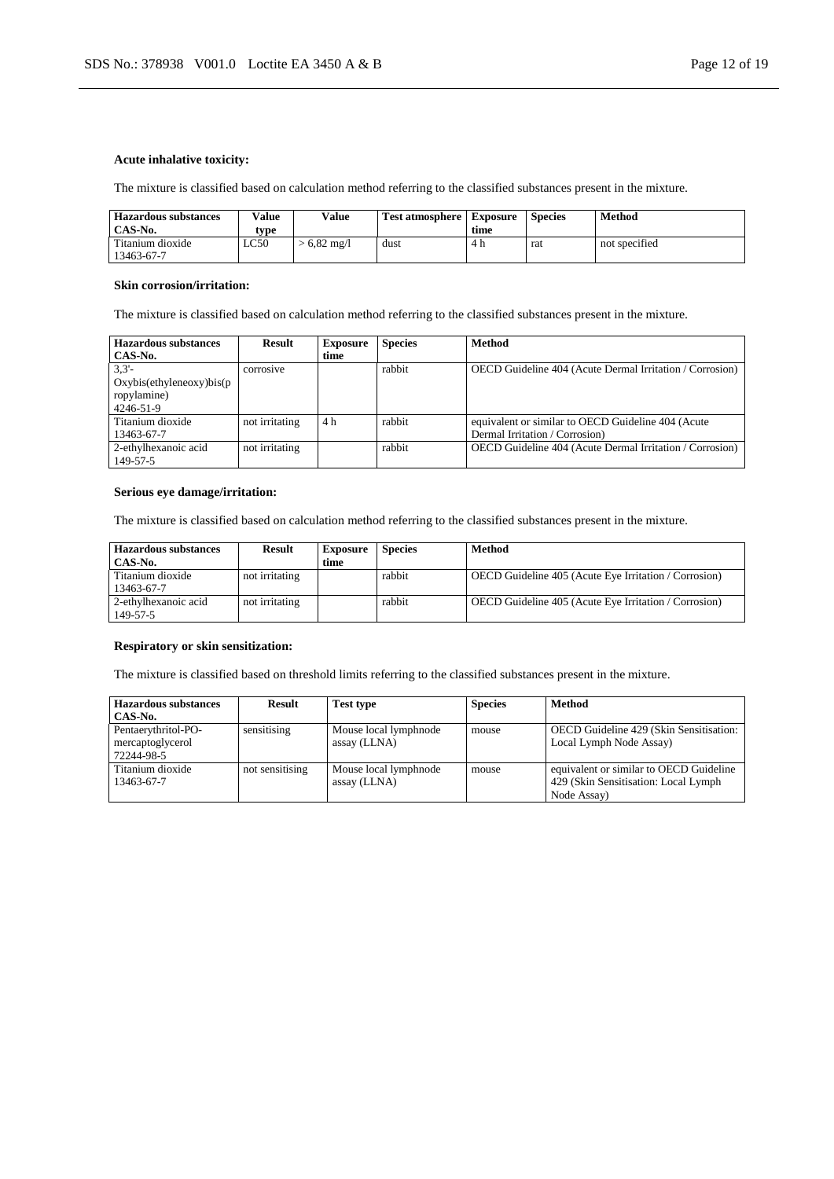**Acute inhalative toxicity:**

The mixture is classified based on calculation method referring to the classified substances present in the mixture.

| Hazardous substances CAS-No. | Value type | Value | Test atmosphere | Exposure time | Species | Method |
|---|---|---|---|---|---|---|
| Titanium dioxide 13463-67-7 | LC50 | > 6,82 mg/l | dust | 4 h | rat | not specified |

**Skin corrosion/irritation:**

The mixture is classified based on calculation method referring to the classified substances present in the mixture.

| Hazardous substances CAS-No. | Result | Exposure time | Species | Method |
|---|---|---|---|---|
| 3,3'-Oxybis(ethyleneoxy)bis(propylamine) 4246-51-9 | corrosive | | rabbit | OECD Guideline 404 (Acute Dermal Irritation / Corrosion) |
| Titanium dioxide 13463-67-7 | not irritating | 4 h | rabbit | equivalent or similar to OECD Guideline 404 (Acute Dermal Irritation / Corrosion) |
| 2-ethylhexanoic acid 149-57-5 | not irritating | | rabbit | OECD Guideline 404 (Acute Dermal Irritation / Corrosion) |

**Serious eye damage/irritation:**

The mixture is classified based on calculation method referring to the classified substances present in the mixture.

| Hazardous substances CAS-No. | Result | Exposure time | Species | Method |
|---|---|---|---|---|
| Titanium dioxide 13463-67-7 | not irritating | | rabbit | OECD Guideline 405 (Acute Eye Irritation / Corrosion) |
| 2-ethylhexanoic acid 149-57-5 | not irritating | | rabbit | OECD Guideline 405 (Acute Eye Irritation / Corrosion) |

**Respiratory or skin sensitization:**

The mixture is classified based on threshold limits referring to the classified substances present in the mixture.

| Hazardous substances CAS-No. | Result | Test type | Species | Method |
|---|---|---|---|---|
| Pentaerythritol-PO-mercaptoglycerol 72244-98-5 | sensitising | Mouse local lymphnode assay (LLNA) | mouse | OECD Guideline 429 (Skin Sensitisation: Local Lymph Node Assay) |
| Titanium dioxide 13463-67-7 | not sensitising | Mouse local lymphnode assay (LLNA) | mouse | equivalent or similar to OECD Guideline 429 (Skin Sensitisation: Local Lymph Node Assay) |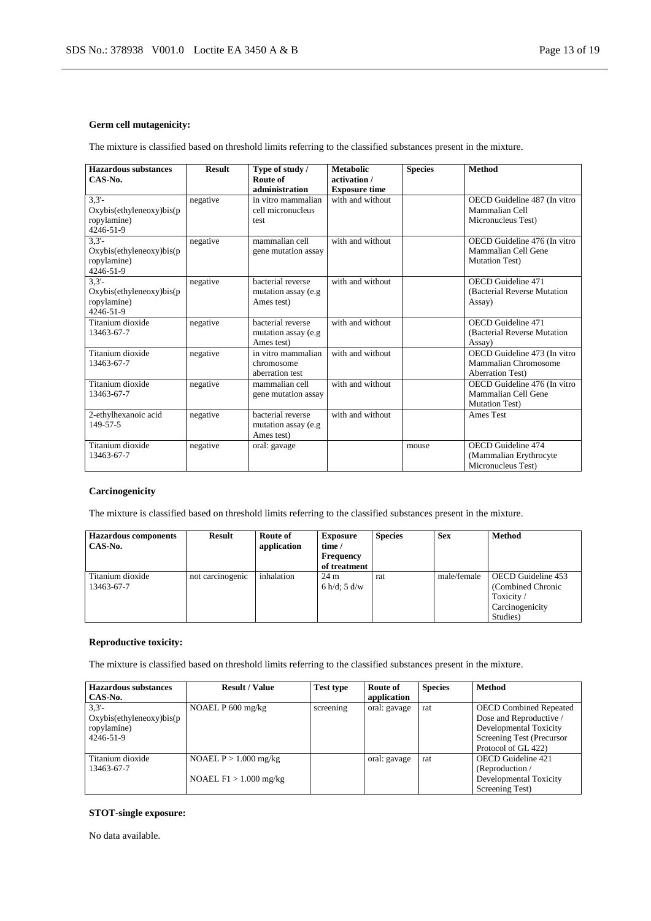**Germ cell mutagenicity:**

The mixture is classified based on threshold limits referring to the classified substances present in the mixture.

| Hazardous substances CAS-No. | Result | Type of study / Route of administration | Metabolic activation / Exposure time | Species | Method |
|---|---|---|---|---|---|
| 3,3'-Oxybis(ethyleneoxy)bis(propylamine) 4246-51-9 | negative | in vitro mammalian cell micronucleus test | with and without | | OECD Guideline 487 (In vitro Mammalian Cell Micronucleus Test) |
| 3,3'-Oxybis(ethyleneoxy)bis(propylamine) 4246-51-9 | negative | mammalian cell gene mutation assay | with and without | | OECD Guideline 476 (In vitro Mammalian Cell Gene Mutation Test) |
| 3,3'-Oxybis(ethyleneoxy)bis(propylamine) 4246-51-9 | negative | bacterial reverse mutation assay (e.g Ames test) | with and without | | OECD Guideline 471 (Bacterial Reverse Mutation Assay) |
| Titanium dioxide 13463-67-7 | negative | bacterial reverse mutation assay (e.g Ames test) | with and without | | OECD Guideline 471 (Bacterial Reverse Mutation Assay) |
| Titanium dioxide 13463-67-7 | negative | in vitro mammalian chromosome aberration test | with and without | | OECD Guideline 473 (In vitro Mammalian Chromosome Aberration Test) |
| Titanium dioxide 13463-67-7 | negative | mammalian cell gene mutation assay | with and without | | OECD Guideline 476 (In vitro Mammalian Cell Gene Mutation Test) |
| 2-ethylhexanoic acid 149-57-5 | negative | bacterial reverse mutation assay (e.g Ames test) | with and without | | Ames Test |
| Titanium dioxide 13463-67-7 | negative | oral: gavage | | mouse | OECD Guideline 474 (Mammalian Erythrocyte Micronucleus Test) |

**Carcinogenicity**

The mixture is classified based on threshold limits referring to the classified substances present in the mixture.

| Hazardous components CAS-No. | Result | Route of application | Exposure time / Frequency of treatment | Species | Sex | Method |
|---|---|---|---|---|---|---|
| Titanium dioxide 13463-67-7 | not carcinogenic | inhalation | 24 m 6 h/d; 5 d/w | rat | male/female | OECD Guideline 453 (Combined Chronic Toxicity / Carcinogenicity Studies) |

**Reproductive toxicity:**

The mixture is classified based on threshold limits referring to the classified substances present in the mixture.

| Hazardous substances CAS-No. | Result / Value | Test type | Route of application | Species | Method |
|---|---|---|---|---|---|
| 3,3'-Oxybis(ethyleneoxy)bis(propylamine) 4246-51-9 | NOAEL P 600 mg/kg | screening | oral: gavage | rat | OECD Combined Repeated Dose and Reproductive / Developmental Toxicity Screening Test (Precursor Protocol of GL 422) |
| Titanium dioxide 13463-67-7 | NOAEL P > 1.000 mg/kg<br>NOAEL F1 > 1.000 mg/kg | | oral: gavage | rat | OECD Guideline 421 (Reproduction / Developmental Toxicity Screening Test) |

**STOT-single exposure:**

No data available.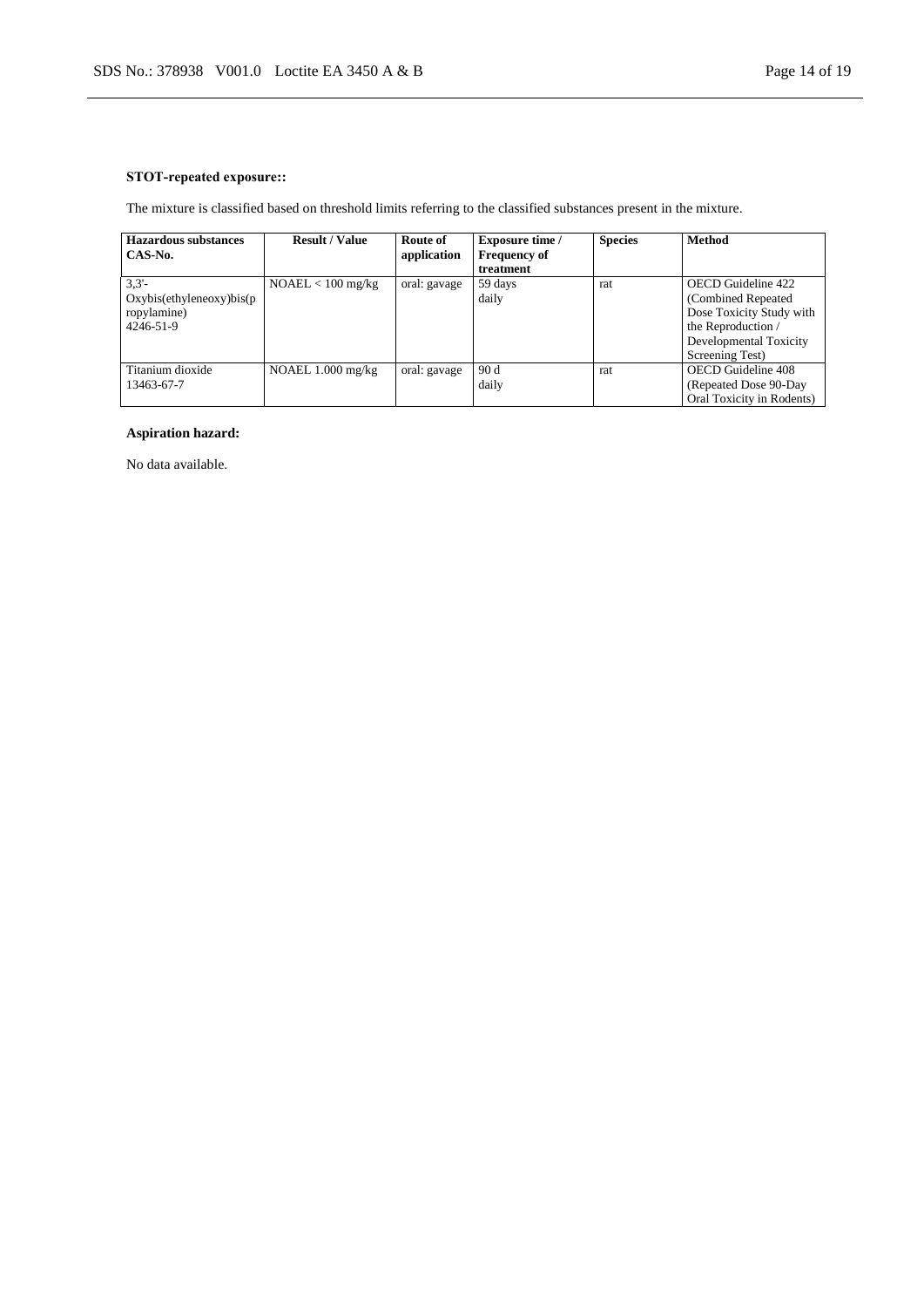**STOT-repeated exposure::**

The mixture is classified based on threshold limits referring to the classified substances present in the mixture.

| Hazardous substances CAS-No. | Result / Value | Route of application | Exposure time / Frequency of treatment | Species | Method |
|---|---|---|---|---|---|
| 3,3'-Oxybis(ethyleneoxy)bis(propylamine) 4246-51-9 | NOAEL < 100 mg/kg | oral: gavage | 59 days daily | rat | OECD Guideline 422 (Combined Repeated Dose Toxicity Study with the Reproduction / Developmental Toxicity Screening Test) |
| Titanium dioxide 13463-67-7 | NOAEL 1.000 mg/kg | oral: gavage | 90 d daily | rat | OECD Guideline 408 (Repeated Dose 90-Day Oral Toxicity in Rodents) |

**Aspiration hazard:**

No data available.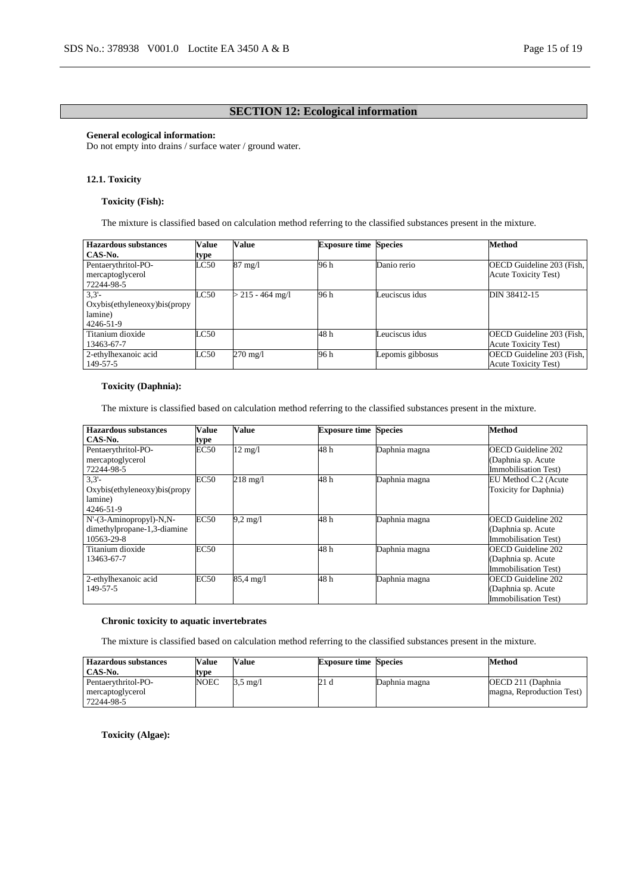## SECTION 12: Ecological information

**General ecological information:**
Do not empty into drains / surface water / ground water.

### 12.1. Toxicity

**Toxicity (Fish):**

The mixture is classified based on calculation method referring to the classified substances present in the mixture.

| Hazardous substances CAS-No. | Value type | Value | Exposure time | Species | Method |
|---|---|---|---|---|---|
| Pentaerythritol-PO-mercaptoglycerol 72244-98-5 | LC50 | 87 mg/l | 96 h | Danio rerio | OECD Guideline 203 (Fish, Acute Toxicity Test) |
| 3,3'-Oxybis(ethyleneoxy)bis(propylamine) 4246-51-9 | LC50 | > 215 - 464 mg/l | 96 h | Leuciscus idus | DIN 38412-15 |
| Titanium dioxide 13463-67-7 | LC50 | | 48 h | Leuciscus idus | OECD Guideline 203 (Fish, Acute Toxicity Test) |
| 2-ethylhexanoic acid 149-57-5 | LC50 | 270 mg/l | 96 h | Lepomis gibbosus | OECD Guideline 203 (Fish, Acute Toxicity Test) |

**Toxicity (Daphnia):**

The mixture is classified based on calculation method referring to the classified substances present in the mixture.

| Hazardous substances CAS-No. | Value type | Value | Exposure time | Species | Method |
|---|---|---|---|---|---|
| Pentaerythritol-PO-mercaptoglycerol 72244-98-5 | EC50 | 12 mg/l | 48 h | Daphnia magna | OECD Guideline 202 (Daphnia sp. Acute Immobilisation Test) |
| 3,3'-Oxybis(ethyleneoxy)bis(propylamine) 4246-51-9 | EC50 | 218 mg/l | 48 h | Daphnia magna | EU Method C.2 (Acute Toxicity for Daphnia) |
| N'-(3-Aminopropyl)-N,N-dimethylpropane-1,3-diamine 10563-29-8 | EC50 | 9,2 mg/l | 48 h | Daphnia magna | OECD Guideline 202 (Daphnia sp. Acute Immobilisation Test) |
| Titanium dioxide 13463-67-7 | EC50 | | 48 h | Daphnia magna | OECD Guideline 202 (Daphnia sp. Acute Immobilisation Test) |
| 2-ethylhexanoic acid 149-57-5 | EC50 | 85,4 mg/l | 48 h | Daphnia magna | OECD Guideline 202 (Daphnia sp. Acute Immobilisation Test) |

**Chronic toxicity to aquatic invertebrates**

The mixture is classified based on calculation method referring to the classified substances present in the mixture.

| Hazardous substances CAS-No. | Value type | Value | Exposure time | Species | Method |
|---|---|---|---|---|---|
| Pentaerythritol-PO-mercaptoglycerol 72244-98-5 | NOEC | 3,5 mg/l | 21 d | Daphnia magna | OECD 211 (Daphnia magna, Reproduction Test) |

**Toxicity (Algae):**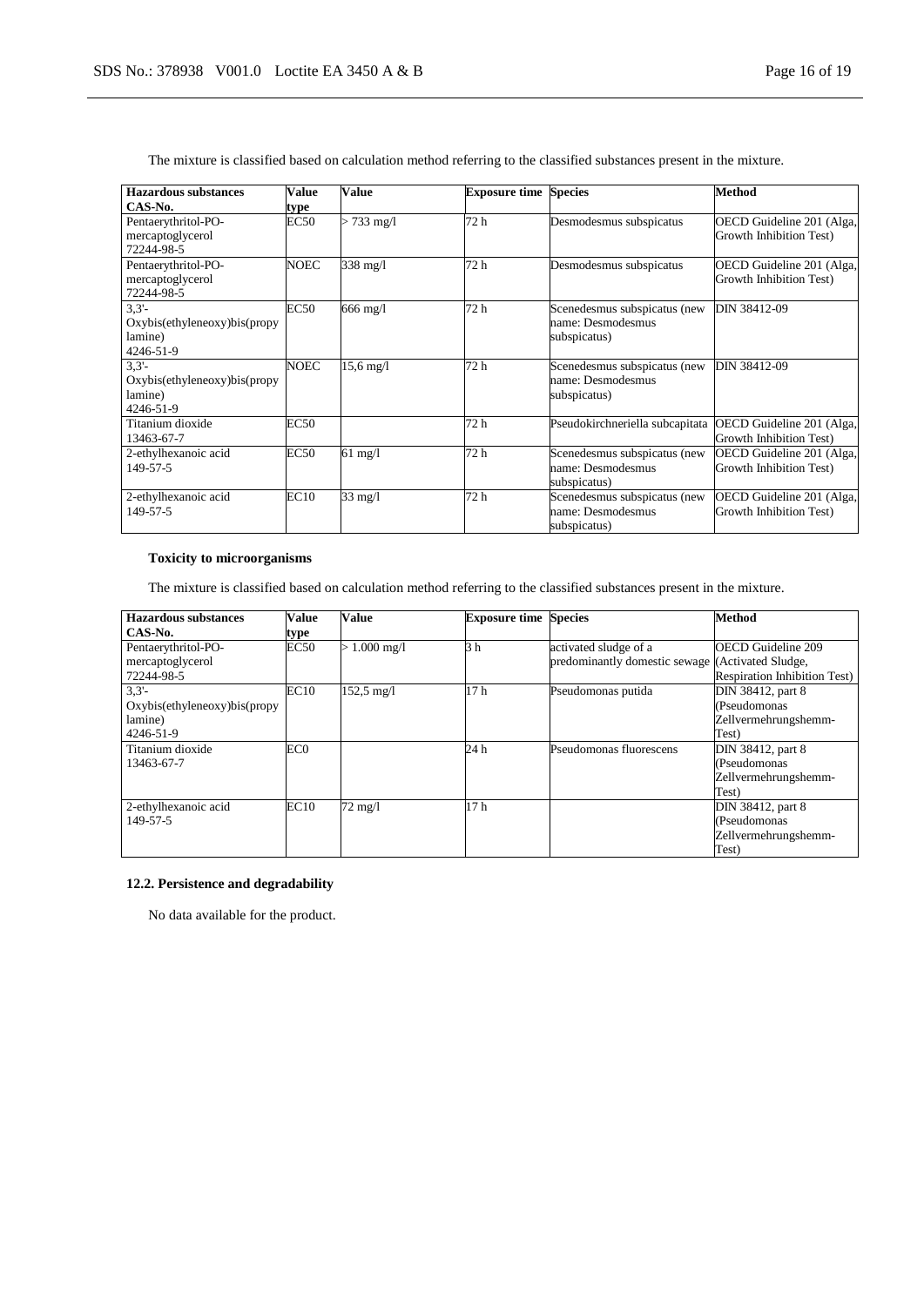The mixture is classified based on calculation method referring to the classified substances present in the mixture.

| Hazardous substances<br>CAS-No. | Value type | Value | Exposure time | Species | Method |
|---|---|---|---|---|---|
| Pentaerythritol-PO-mercaptoglycerol<br>72244-98-5 | EC50 | > 733 mg/l | 72 h | Desmodesmus subspicatus | OECD Guideline 201 (Alga, Growth Inhibition Test) |
| Pentaerythritol-PO-mercaptoglycerol<br>72244-98-5 | NOEC | 338 mg/l | 72 h | Desmodesmus subspicatus | OECD Guideline 201 (Alga, Growth Inhibition Test) |
| 3,3'-Oxybis(ethyleneoxy)bis(propylamine)<br>4246-51-9 | EC50 | 666 mg/l | 72 h | Scenedesmus subspicatus (new name: Desmodesmus subspicatus) | DIN 38412-09 |
| 3,3'-Oxybis(ethyleneoxy)bis(propylamine)<br>4246-51-9 | NOEC | 15,6 mg/l | 72 h | Scenedesmus subspicatus (new name: Desmodesmus subspicatus) | DIN 38412-09 |
| Titanium dioxide<br>13463-67-7 | EC50 | | 72 h | Pseudokirchneriella subcapitata | OECD Guideline 201 (Alga, Growth Inhibition Test) |
| 2-ethylhexanoic acid<br>149-57-5 | EC50 | 61 mg/l | 72 h | Scenedesmus subspicatus (new name: Desmodesmus subspicatus) | OECD Guideline 201 (Alga, Growth Inhibition Test) |
| 2-ethylhexanoic acid<br>149-57-5 | EC10 | 33 mg/l | 72 h | Scenedesmus subspicatus (new name: Desmodesmus subspicatus) | OECD Guideline 201 (Alga, Growth Inhibition Test) |

**Toxicity to microorganisms**

The mixture is classified based on calculation method referring to the classified substances present in the mixture.

| Hazardous substances<br>CAS-No. | Value type | Value | Exposure time | Species | Method |
|---|---|---|---|---|---|
| Pentaerythritol-PO-mercaptoglycerol<br>72244-98-5 | EC50 | > 1.000 mg/l | 3 h | activated sludge of a predominantly domestic sewage | OECD Guideline 209 (Activated Sludge, Respiration Inhibition Test) |
| 3,3'-Oxybis(ethyleneoxy)bis(propylamine)<br>4246-51-9 | EC10 | 152,5 mg/l | 17 h | Pseudomonas putida | DIN 38412, part 8 (Pseudomonas Zellvermehrungshemm-Test) |
| Titanium dioxide<br>13463-67-7 | EC0 | | 24 h | Pseudomonas fluorescens | DIN 38412, part 8 (Pseudomonas Zellvermehrungshemm-Test) |
| 2-ethylhexanoic acid<br>149-57-5 | EC10 | 72 mg/l | 17 h | | DIN 38412, part 8 (Pseudomonas Zellvermehrungshemm-Test) |

### 12.2. Persistence and degradability

No data available for the product.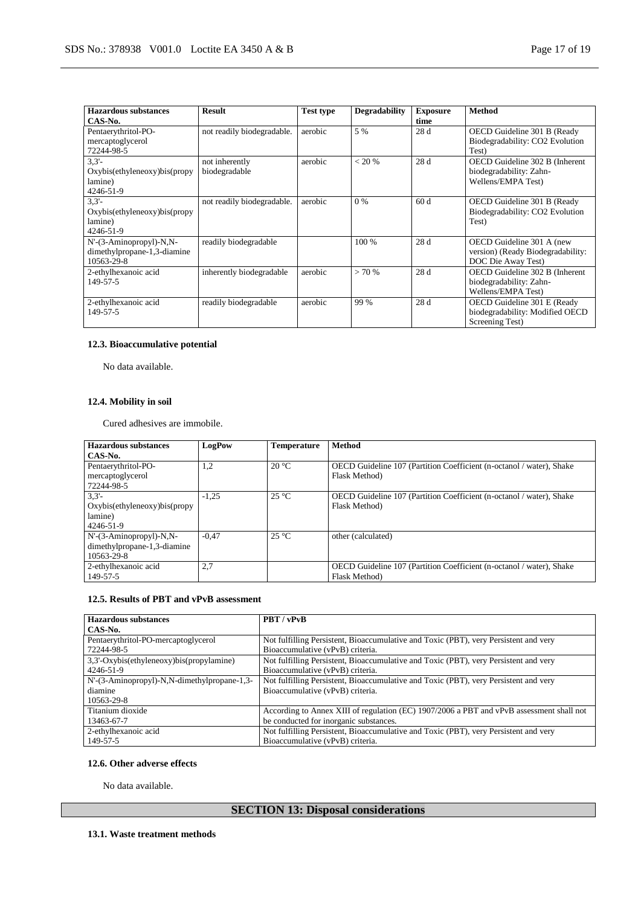| Hazardous substances CAS-No. | Result | Test type | Degradability | Exposure time | Method |
|---|---|---|---|---|---|
| Pentaerythritol-PO-mercaptoglycerol 72244-98-5 | not readily biodegradable. | aerobic | 5 % | 28 d | OECD Guideline 301 B (Ready Biodegradability: CO2 Evolution Test) |
| 3,3'-Oxybis(ethyleneoxy)bis(propylamine) 4246-51-9 | not inherently biodegradable | aerobic | < 20 % | 28 d | OECD Guideline 302 B (Inherent biodegradability: Zahn-Wellens/EMPA Test) |
| 3,3'-Oxybis(ethyleneoxy)bis(propylamine) 4246-51-9 | not readily biodegradable. | aerobic | 0 % | 60 d | OECD Guideline 301 B (Ready Biodegradability: CO2 Evolution Test) |
| N'-(3-Aminopropyl)-N,N-dimethylpropane-1,3-diamine 10563-29-8 | readily biodegradable | | 100 % | 28 d | OECD Guideline 301 A (new version) (Ready Biodegradability: DOC Die Away Test) |
| 2-ethylhexanoic acid 149-57-5 | inherently biodegradable | aerobic | > 70 % | 28 d | OECD Guideline 302 B (Inherent biodegradability: Zahn-Wellens/EMPA Test) |
| 2-ethylhexanoic acid 149-57-5 | readily biodegradable | aerobic | 99 % | 28 d | OECD Guideline 301 E (Ready biodegradability: Modified OECD Screening Test) |

### 12.3. Bioaccumulative potential

No data available.

### 12.4. Mobility in soil

Cured adhesives are immobile.

| Hazardous substances CAS-No. | LogPow | Temperature | Method |
|---|---|---|---|
| Pentaerythritol-PO-mercaptoglycerol 72244-98-5 | 1,2 | 20 °C | OECD Guideline 107 (Partition Coefficient (n-octanol / water), Shake Flask Method) |
| 3,3'-Oxybis(ethyleneoxy)bis(propylamine) 4246-51-9 | -1,25 | 25 °C | OECD Guideline 107 (Partition Coefficient (n-octanol / water), Shake Flask Method) |
| N'-(3-Aminopropyl)-N,N-dimethylpropane-1,3-diamine 10563-29-8 | -0,47 | 25 °C | other (calculated) |
| 2-ethylhexanoic acid 149-57-5 | 2,7 | | OECD Guideline 107 (Partition Coefficient (n-octanol / water), Shake Flask Method) |

### 12.5. Results of PBT and vPvB assessment

| Hazardous substances CAS-No. | PBT / vPvB |
|---|---|
| Pentaerythritol-PO-mercaptoglycerol 72244-98-5 | Not fulfilling Persistent, Bioaccumulative and Toxic (PBT), very Persistent and very Bioaccumulative (vPvB) criteria. |
| 3,3'-Oxybis(ethyleneoxy)bis(propylamine) 4246-51-9 | Not fulfilling Persistent, Bioaccumulative and Toxic (PBT), very Persistent and very Bioaccumulative (vPvB) criteria. |
| N'-(3-Aminopropyl)-N,N-dimethylpropane-1,3-diamine 10563-29-8 | Not fulfilling Persistent, Bioaccumulative and Toxic (PBT), very Persistent and very Bioaccumulative (vPvB) criteria. |
| Titanium dioxide 13463-67-7 | According to Annex XIII of regulation (EC) 1907/2006 a PBT and vPvB assessment shall not be conducted for inorganic substances. |
| 2-ethylhexanoic acid 149-57-5 | Not fulfilling Persistent, Bioaccumulative and Toxic (PBT), very Persistent and very Bioaccumulative (vPvB) criteria. |

### 12.6. Other adverse effects

No data available.

## SECTION 13: Disposal considerations

### 13.1. Waste treatment methods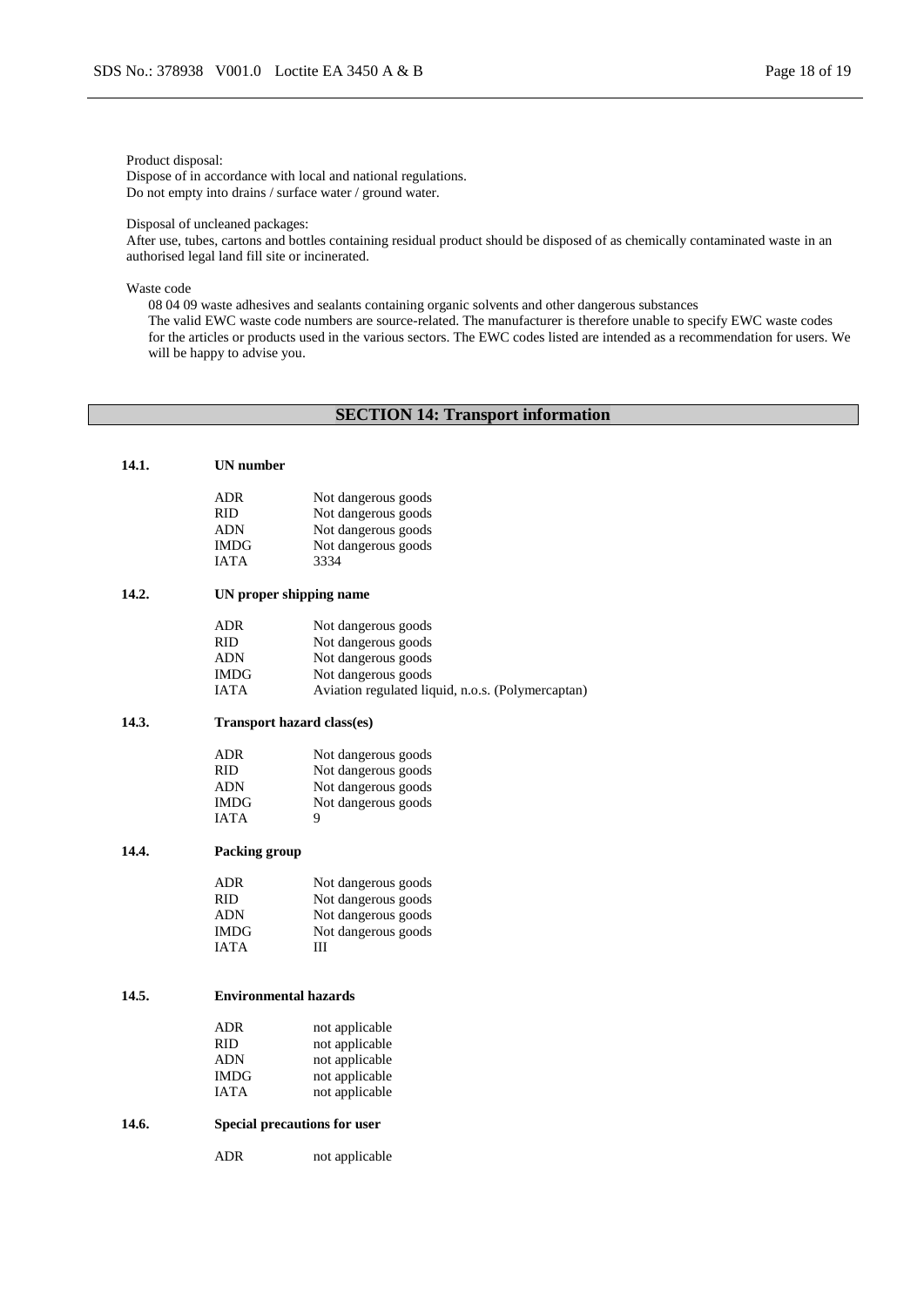Product disposal:
Dispose of in accordance with local and national regulations.
Do not empty into drains / surface water / ground water.

Disposal of uncleaned packages:
After use, tubes, cartons and bottles containing residual product should be disposed of as chemically contaminated waste in an authorised legal land fill site or incinerated.

Waste code
08 04 09 waste adhesives and sealants containing organic solvents and other dangerous substances
The valid EWC waste code numbers are source-related. The manufacturer is therefore unable to specify EWC waste codes for the articles or products used in the various sectors. The EWC codes listed are intended as a recommendation for users. We will be happy to advise you.

## SECTION 14: Transport information

**14.1. UN number**

| | |
|---|---|
| ADR | Not dangerous goods |
| RID | Not dangerous goods |
| ADN | Not dangerous goods |
| IMDG | Not dangerous goods |
| IATA | 3334 |

**14.2. UN proper shipping name**

| | |
|---|---|
| ADR | Not dangerous goods |
| RID | Not dangerous goods |
| ADN | Not dangerous goods |
| IMDG | Not dangerous goods |
| IATA | Aviation regulated liquid, n.o.s. (Polymercaptan) |

**14.3. Transport hazard class(es)**

| | |
|---|---|
| ADR | Not dangerous goods |
| RID | Not dangerous goods |
| ADN | Not dangerous goods |
| IMDG | Not dangerous goods |
| IATA | 9 |

**14.4. Packing group**

| | |
|---|---|
| ADR | Not dangerous goods |
| RID | Not dangerous goods |
| ADN | Not dangerous goods |
| IMDG | Not dangerous goods |
| IATA | III |

**14.5. Environmental hazards**

| | |
|---|---|
| ADR | not applicable |
| RID | not applicable |
| ADN | not applicable |
| IMDG | not applicable |
| IATA | not applicable |

**14.6. Special precautions for user**

| | |
|---|---|
| ADR | not applicable |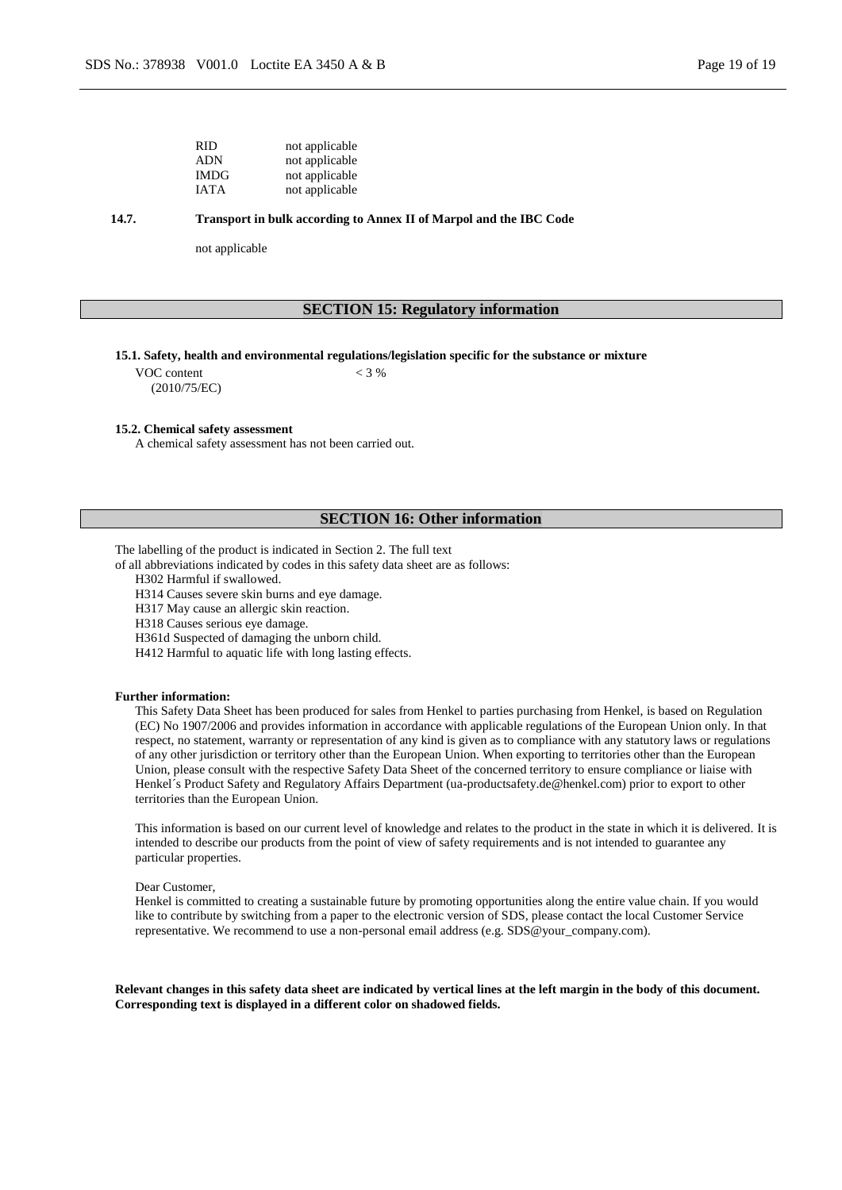| | |
|---|---|
| RID | not applicable |
| ADN | not applicable |
| IMDG | not applicable |
| IATA | not applicable |

**14.7. Transport in bulk according to Annex II of Marpol and the IBC Code**

not applicable

## SECTION 15: Regulatory information

**15.1. Safety, health and environmental regulations/legislation specific for the substance or mixture**

| | |
|---|---|
| VOC content (2010/75/EC) | < 3 % |

**15.2. Chemical safety assessment**

A chemical safety assessment has not been carried out.

## SECTION 16: Other information

The labelling of the product is indicated in Section 2. The full text of all abbreviations indicated by codes in this safety data sheet are as follows:

H302 Harmful if swallowed.
H314 Causes severe skin burns and eye damage.
H317 May cause an allergic skin reaction.
H318 Causes serious eye damage.
H361d Suspected of damaging the unborn child.
H412 Harmful to aquatic life with long lasting effects.

**Further information:**

This Safety Data Sheet has been produced for sales from Henkel to parties purchasing from Henkel, is based on Regulation (EC) No 1907/2006 and provides information in accordance with applicable regulations of the European Union only. In that respect, no statement, warranty or representation of any kind is given as to compliance with any statutory laws or regulations of any other jurisdiction or territory other than the European Union. When exporting to territories other than the European Union, please consult with the respective Safety Data Sheet of the concerned territory to ensure compliance or liaise with Henkel´s Product Safety and Regulatory Affairs Department (ua-productsafety.de@henkel.com) prior to export to other territories than the European Union.

This information is based on our current level of knowledge and relates to the product in the state in which it is delivered. It is intended to describe our products from the point of view of safety requirements and is not intended to guarantee any particular properties.

Dear Customer,
Henkel is committed to creating a sustainable future by promoting opportunities along the entire value chain. If you would like to contribute by switching from a paper to the electronic version of SDS, please contact the local Customer Service representative. We recommend to use a non-personal email address (e.g. SDS@your_company.com).

**Relevant changes in this safety data sheet are indicated by vertical lines at the left margin in the body of this document. Corresponding text is displayed in a different color on shadowed fields.**